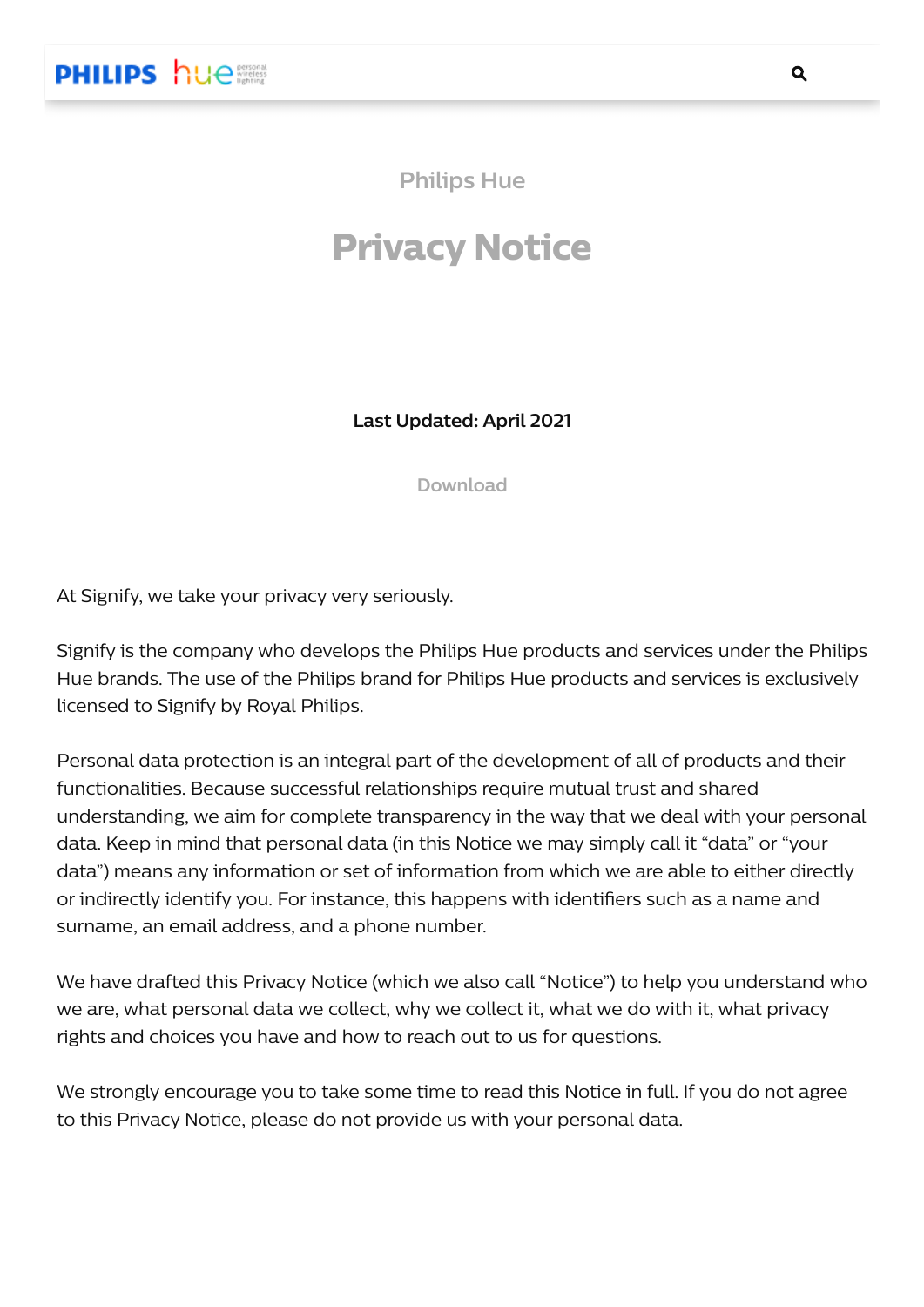Philips Hue

# Privacy Notice

**Last Updated: April 2021**

Download

At Signify, we take your privacy very seriously.

Signify is the company who develops the Philips Hue products and services under the Philips Hue brands. The use of the Philips brand for Philips Hue products and services is exclusively licensed to Signify by Royal Philips.

Personal data protection is an integral part of the development of all of products and their functionalities. Because successful relationships require mutual trust and shared understanding, we aim for complete transparency in the way that we deal with your personal data. Keep in mind that personal data (in this Notice we may simply call it "data" or "your data") means any information or set of information from which we are able to either directly or indirectly identify you. For instance, this happens with identifiers such as a name and surname, an email address, and a phone number.

We have drafted this Privacy Notice (which we also call "Notice") to help you understand who we are, what personal data we collect, why we collect it, what we do with it, what privacy rights and choices you have and how to reach out to us for questions.

We strongly encourage you to take some time to read this Notice in full. If you do not agree to this Privacy Notice, please do not provide us with your personal data.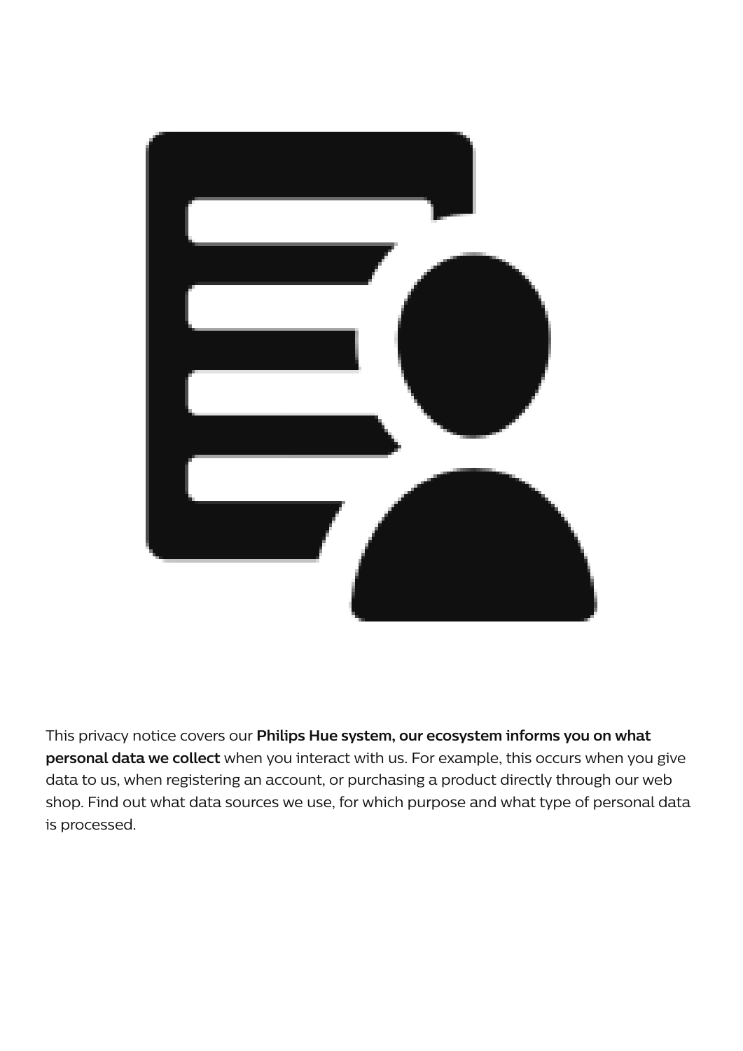This privacy notice covers our **Philips Hue system, our ecosystem informs you on what personal data we collect** when you interact with us. For example, this occurs when you give data to us, when registering an account, or purchasing a product directly through our web shop. Find out what data sources we use, for which purpose and what type of personal data is processed.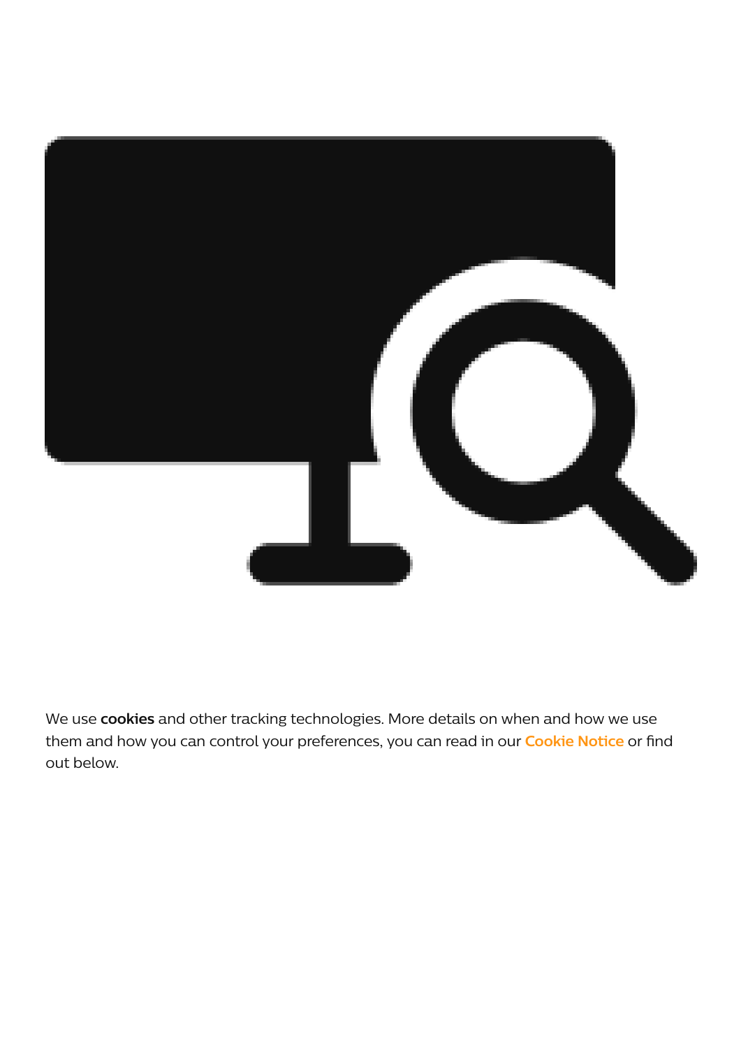We use **cookies** and other tracking technologies. More details on when and how we use them and how you can control your preferences, you can read in our **Cookie Notice** or find out below.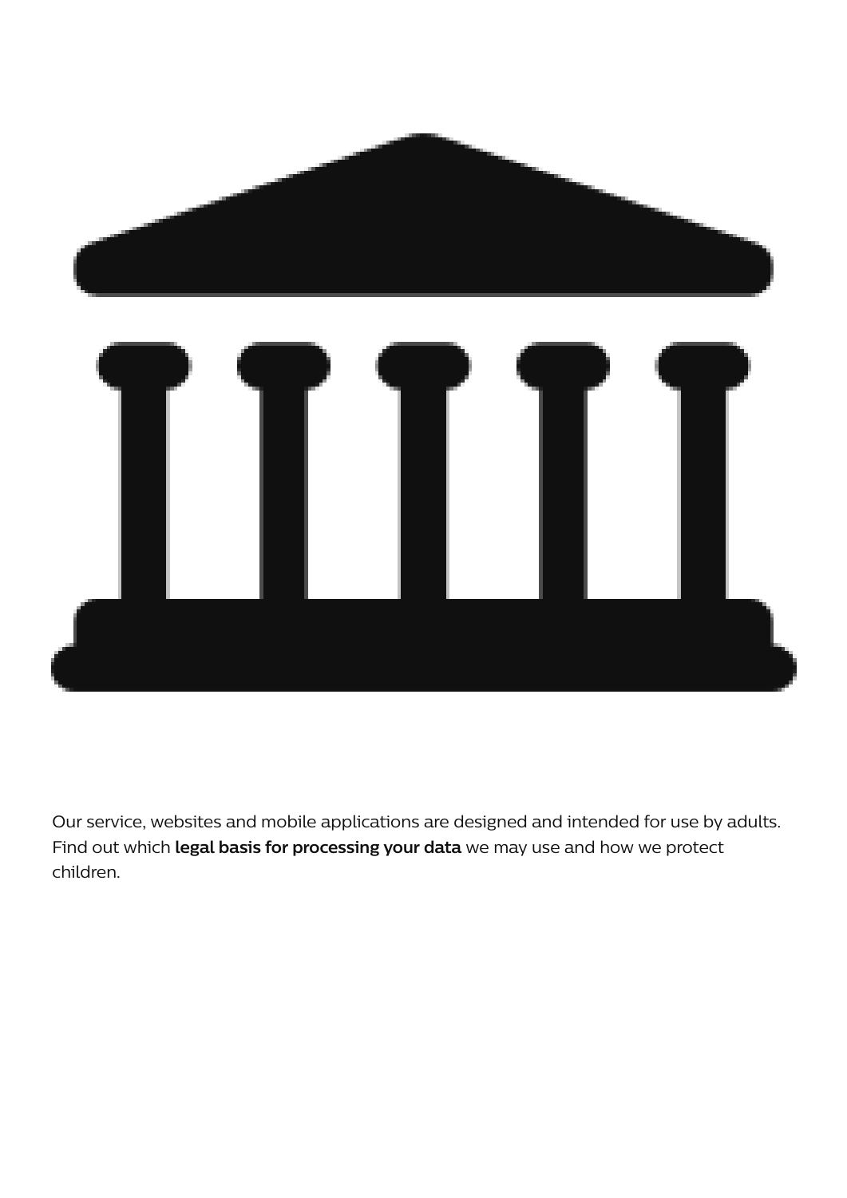Our service, websites and mobile applications are designed and intended for use by adults. Find out which **legal basis for processing your data** we may use and how we protect children.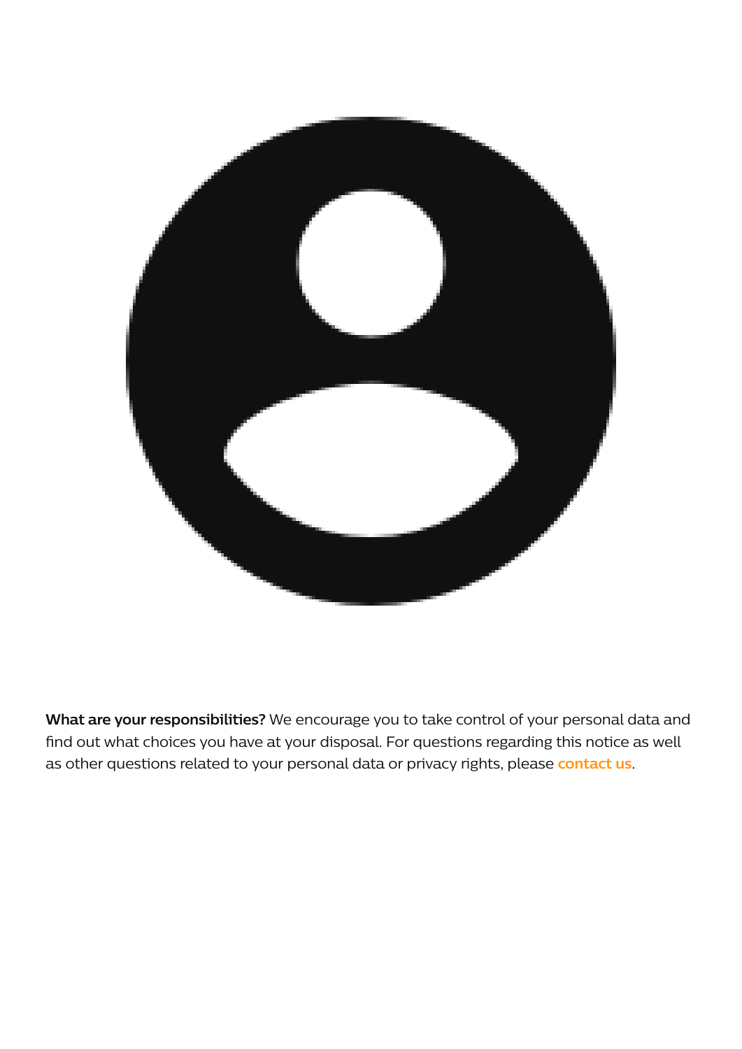**What are your responsibilities?** We encourage you to take control of your personal data and find out what choices you have at your disposal. For questions regarding this notice as well as other questions related to your personal data or privacy rights, please contact us.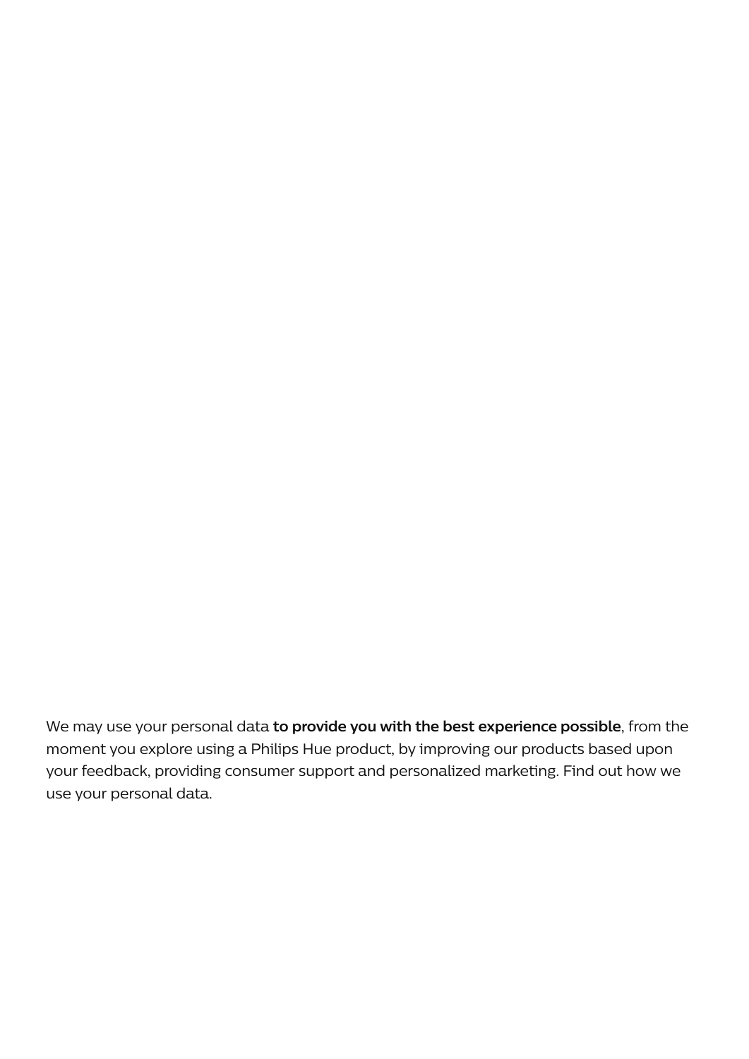We may use your personal data **to provide you with the best experience possible**, from the moment you explore using a Philips Hue product, by improving our products based upon your feedback, providing consumer support and personalized marketing. Find out how we use your personal data.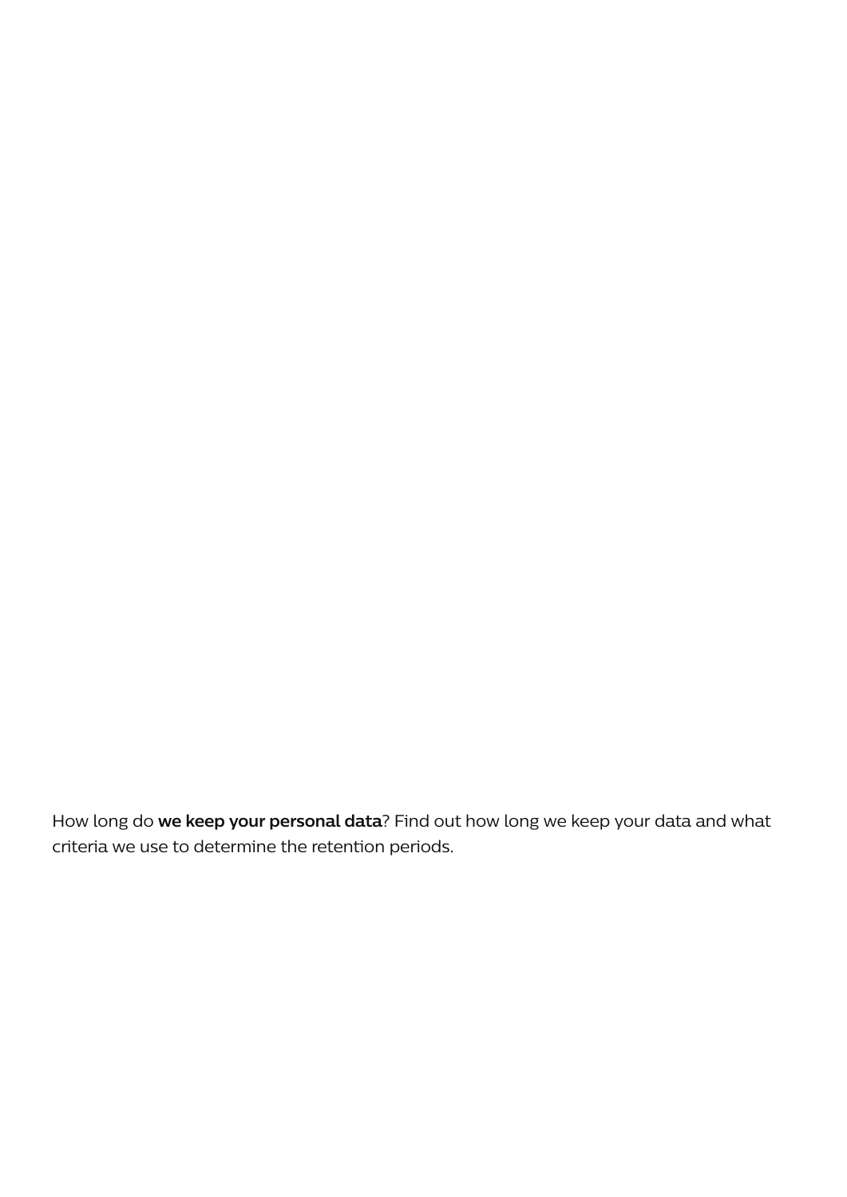How long do **we keep your personal data**? Find out how long we keep your data and what criteria we use to determine the retention periods.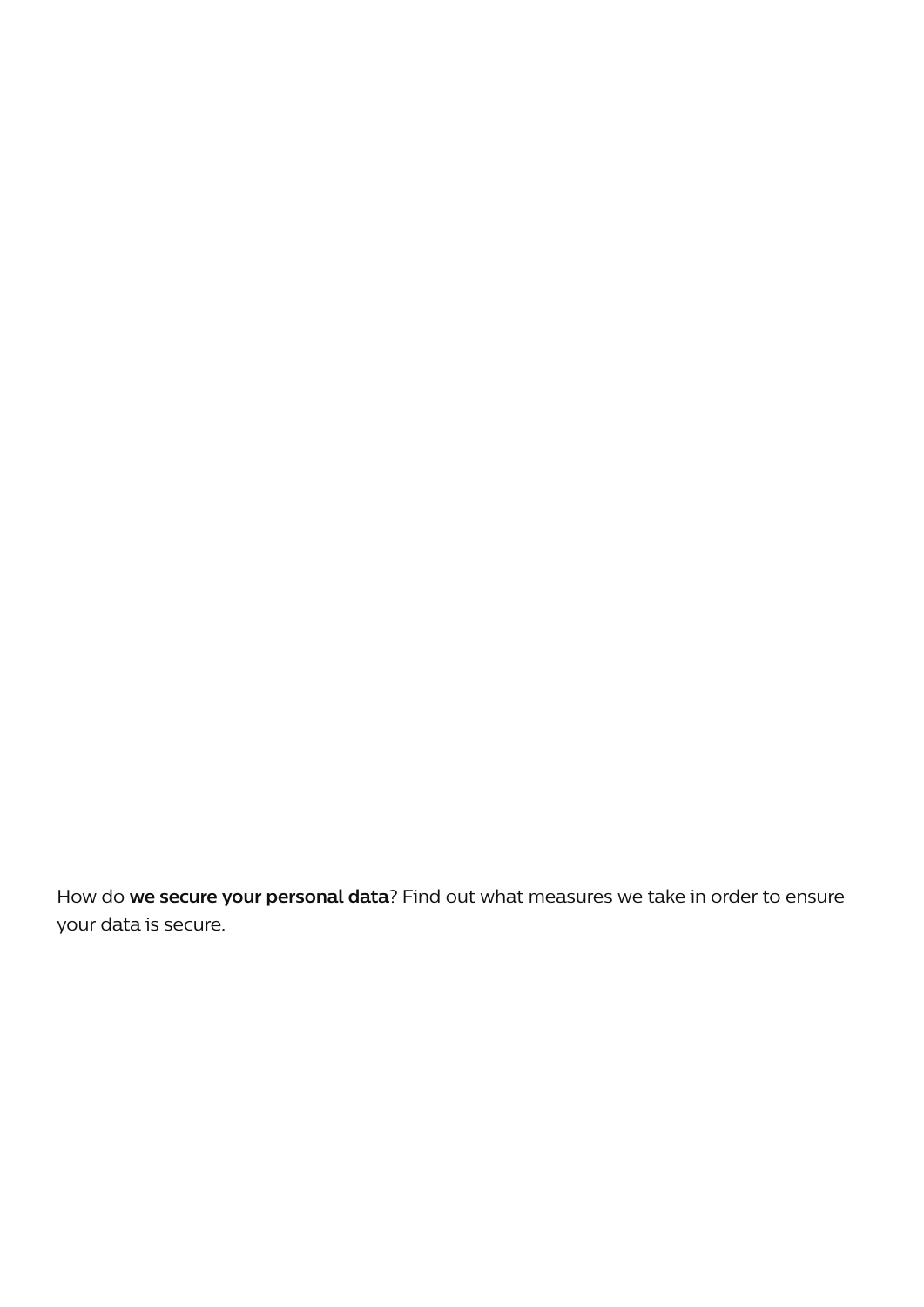How do **we secure your personal data**? Find out what measures we take in order to ensure your data is secure.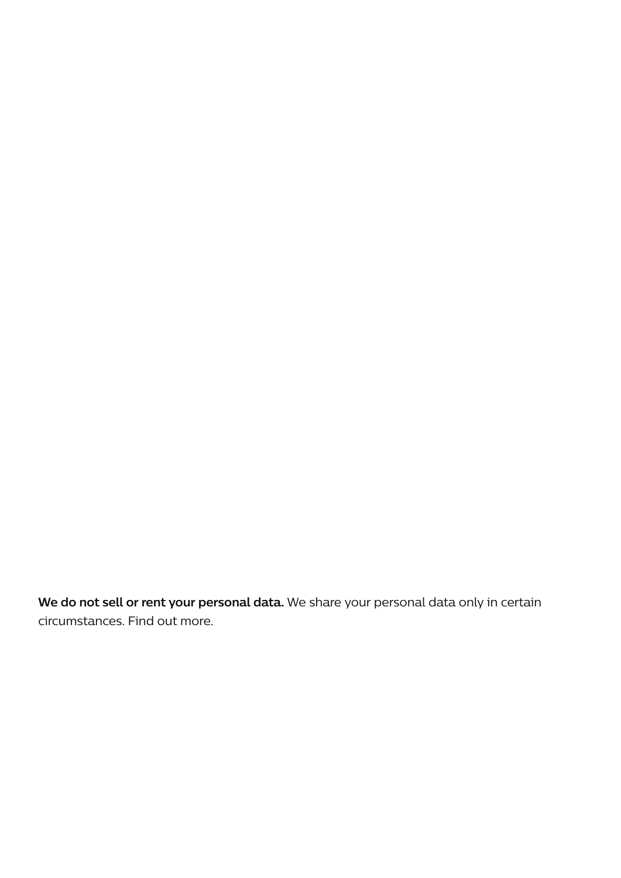**We do not sell or rent your personal data.** We share your personal data only in certain circumstances. Find out more.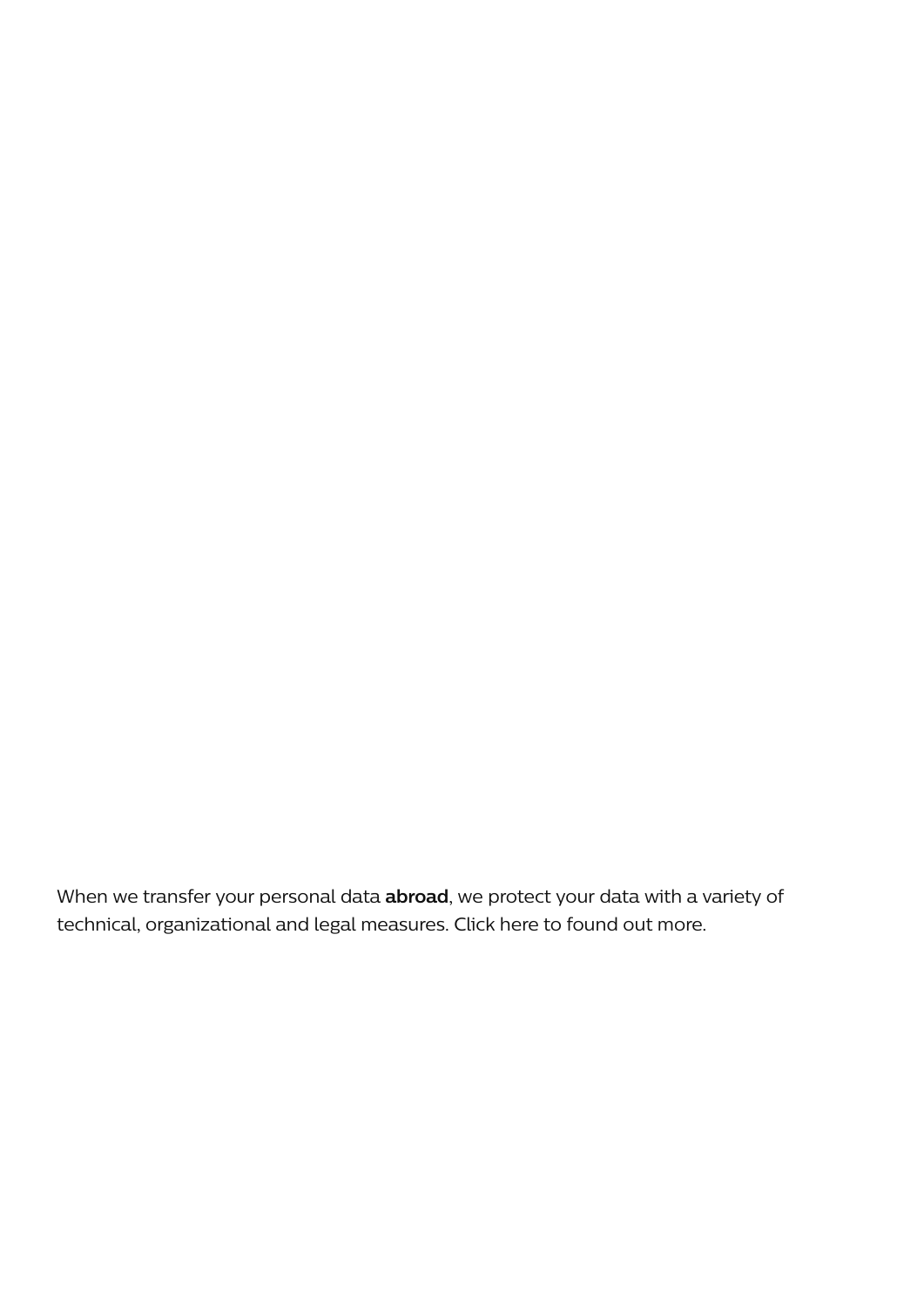When we transfer your personal data **abroad**, we protect your data with a variety of technical, organizational and legal measures. Click here to found out more.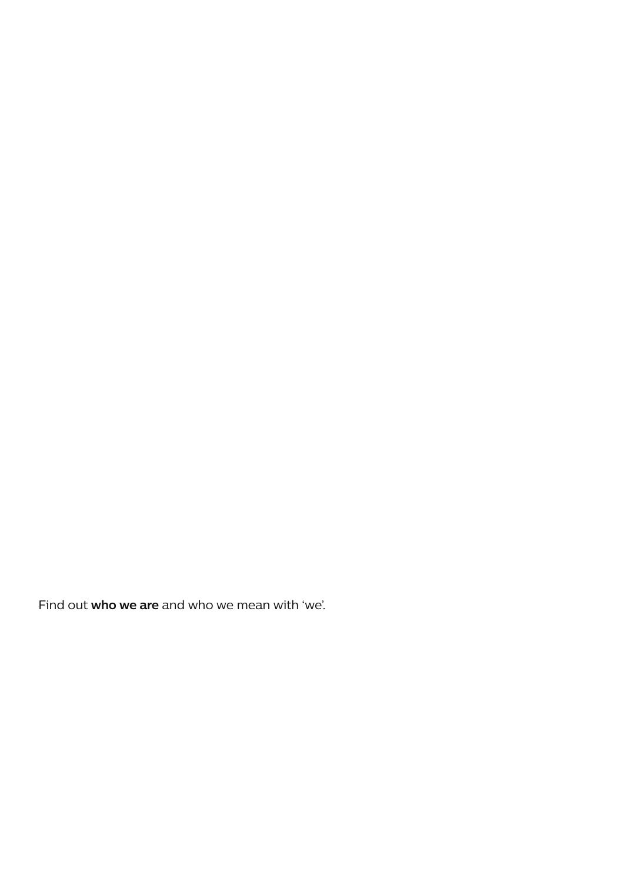Find out **who we are** and who we mean with ‘we’.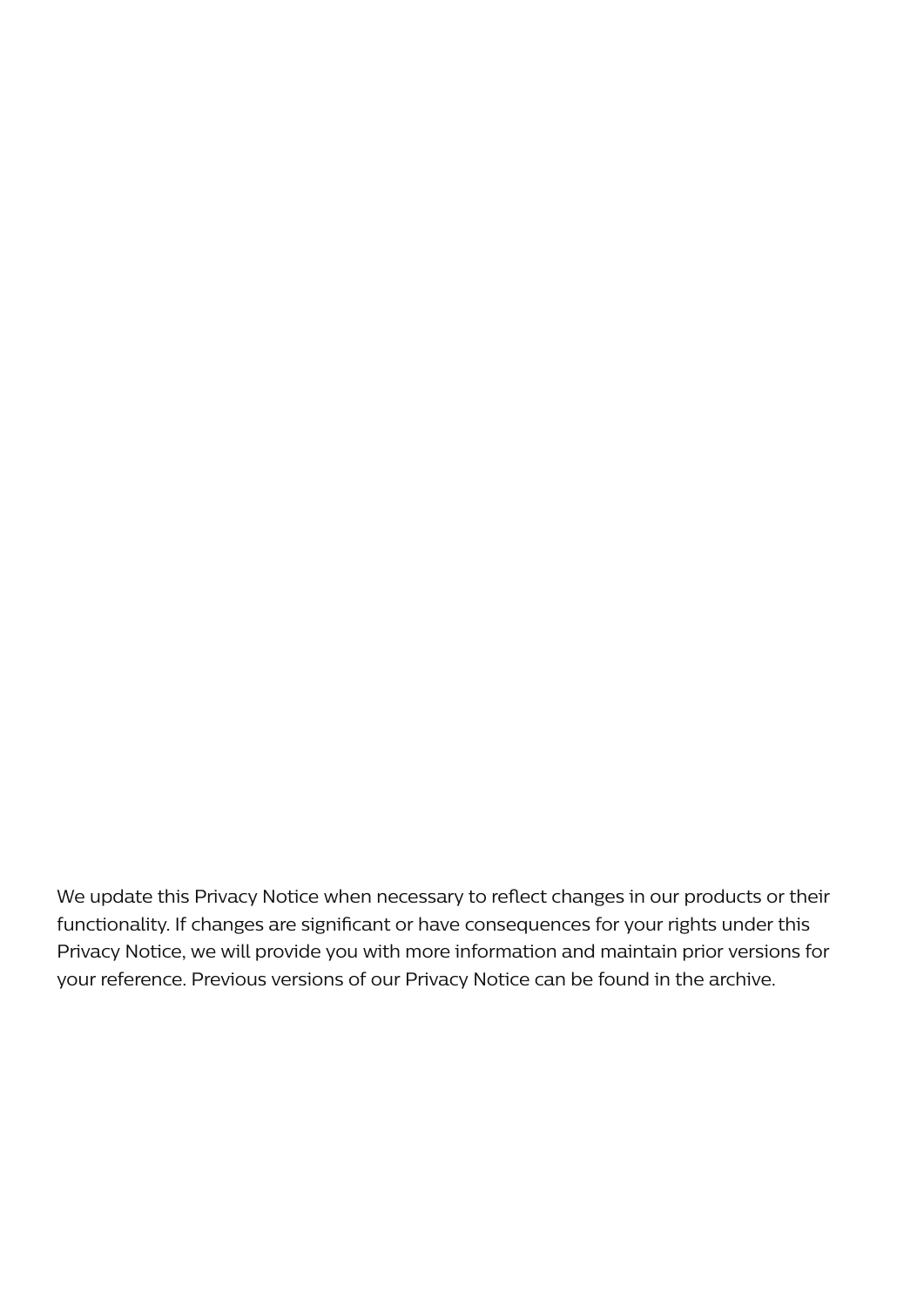We update this Privacy Notice when necessary to reflect changes in our products or their functionality. If changes are significant or have consequences for your rights under this Privacy Notice, we will provide you with more information and maintain prior versions for your reference. Previous versions of our Privacy Notice can be found in the archive.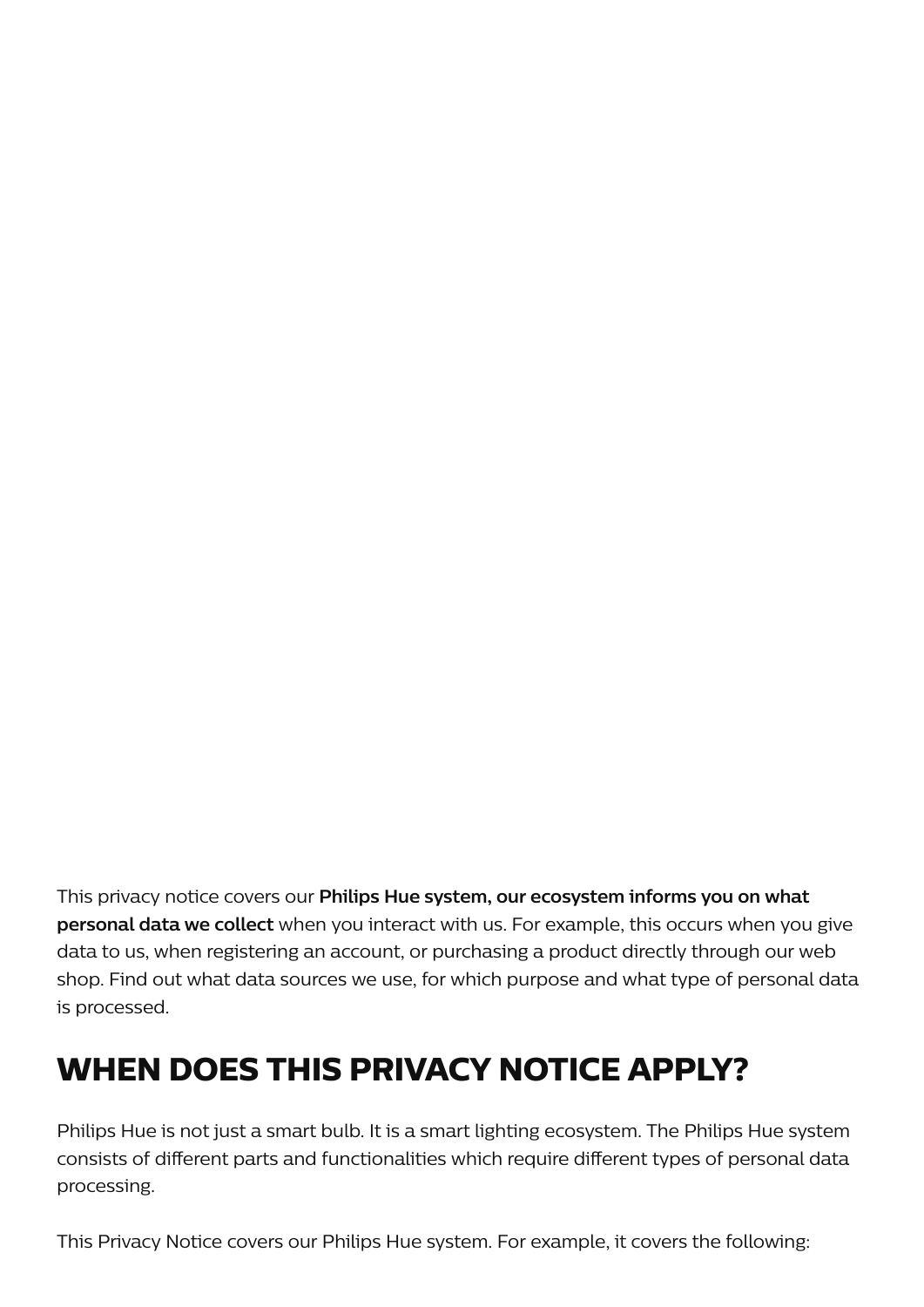This privacy notice covers our **Philips Hue system, our ecosystem informs you on what personal data we collect** when you interact with us. For example, this occurs when you give data to us, when registering an account, or purchasing a product directly through our web shop. Find out what data sources we use, for which purpose and what type of personal data is processed.

# WHEN DOES THIS PRIVACY NOTICE APPLY?

Philips Hue is not just a smart bulb. It is a smart lighting ecosystem. The Philips Hue system consists of different parts and functionalities which require different types of personal data processing.

This Privacy Notice covers our Philips Hue system. For example, it covers the following: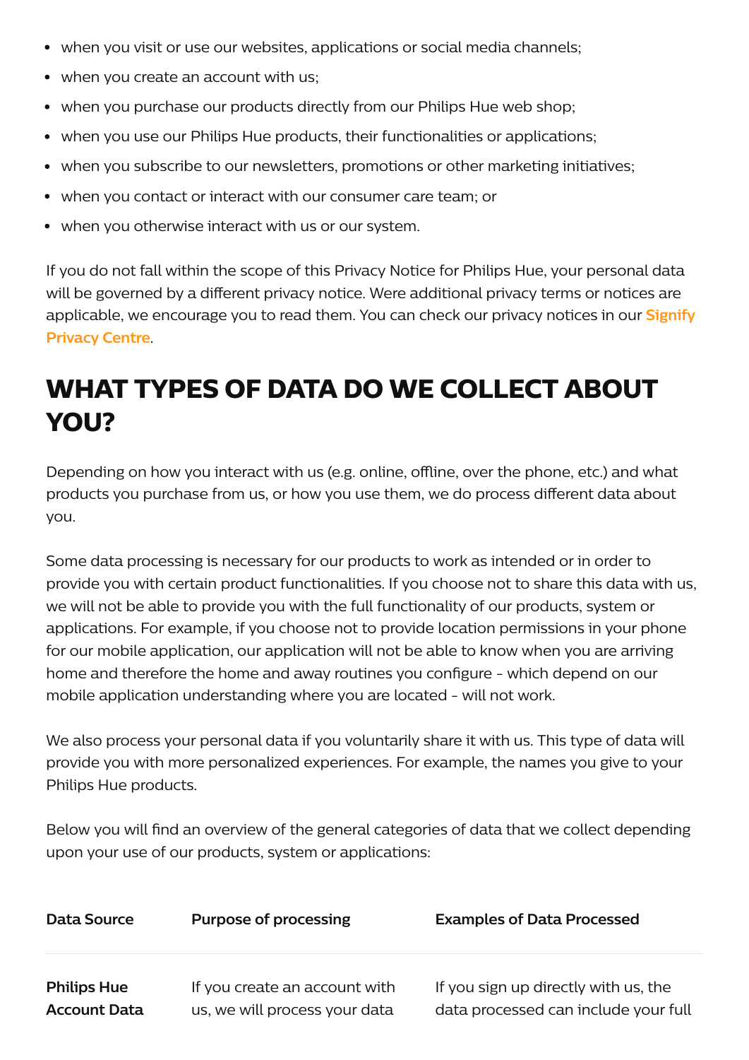- when you visit or use our websites, applications or social media channels;
- when you create an account with us;
- when you purchase our products directly from our Philips Hue web shop;
- when you use our Philips Hue products, their functionalities or applications;
- when you subscribe to our newsletters, promotions or other marketing initiatives;
- when you contact or interact with our consumer care team; or
- when you otherwise interact with us or our system.

If you do not fall within the scope of this Privacy Notice for Philips Hue, your personal data will be governed by a different privacy notice. Were additional privacy terms or notices are applicable, we encourage you to read them. You can check our privacy notices in our Signify Privacy Centre.

# WHAT TYPES OF DATA DO WE COLLECT ABOUT YOU?

Depending on how you interact with us (e.g. online, offline, over the phone, etc.) and what products you purchase from us, or how you use them, we do process different data about you.

Some data processing is necessary for our products to work as intended or in order to provide you with certain product functionalities. If you choose not to share this data with us, we will not be able to provide you with the full functionality of our products, system or applications. For example, if you choose not to provide location permissions in your phone for our mobile application, our application will not be able to know when you are arriving home and therefore the home and away routines you configure - which depend on our mobile application understanding where you are located - will not work.

We also process your personal data if you voluntarily share it with us. This type of data will provide you with more personalized experiences. For example, the names you give to your Philips Hue products.

Below you will find an overview of the general categories of data that we collect depending upon your use of our products, system or applications:

| Data Source | Purpose of processing | Examples of Data Processed |
|---|---|---|
| **Philips Hue Account Data** | If you create an account with us, we will process your data | If you sign up directly with us, the data processed can include your full |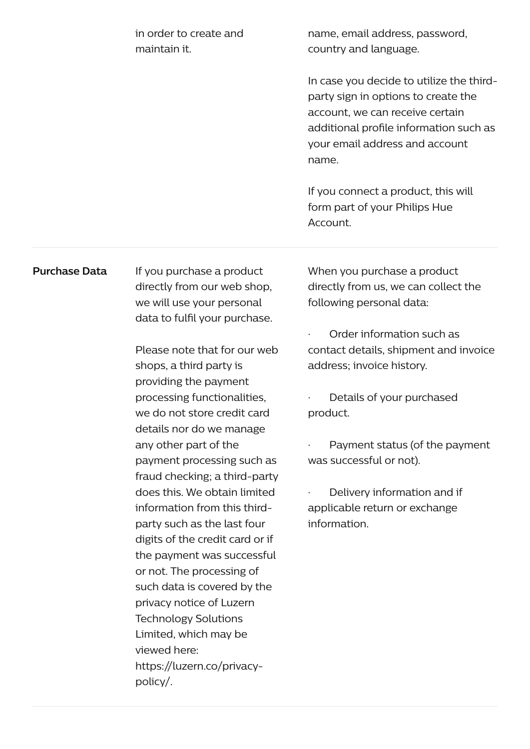|  | in order to create and maintain it. | name, email address, password, country and language.<br><br>In case you decide to utilize the third-party sign in options to create the account, we can receive certain additional profile information such as your email address and account name.<br><br>If you connect a product, this will form part of your Philips Hue Account. |
|---|---|---|
| **Purchase Data** | If you purchase a product directly from our web shop, we will use your personal data to fulfil your purchase.<br><br>Please note that for our web shops, a third party is providing the payment processing functionalities, we do not store credit card details nor do we manage any other part of the payment processing such as fraud checking; a third-party does this. We obtain limited information from this third-party such as the last four digits of the credit card or if the payment was successful or not. The processing of such data is covered by the privacy notice of Luzern Technology Solutions Limited, which may be viewed here: https://luzern.co/privacy-policy/. | When you purchase a product directly from us, we can collect the following personal data:<br><br>· Order information such as contact details, shipment and invoice address; invoice history.<br><br>· Details of your purchased product.<br><br>· Payment status (of the payment was successful or not).<br><br>· Delivery information and if applicable return or exchange information. |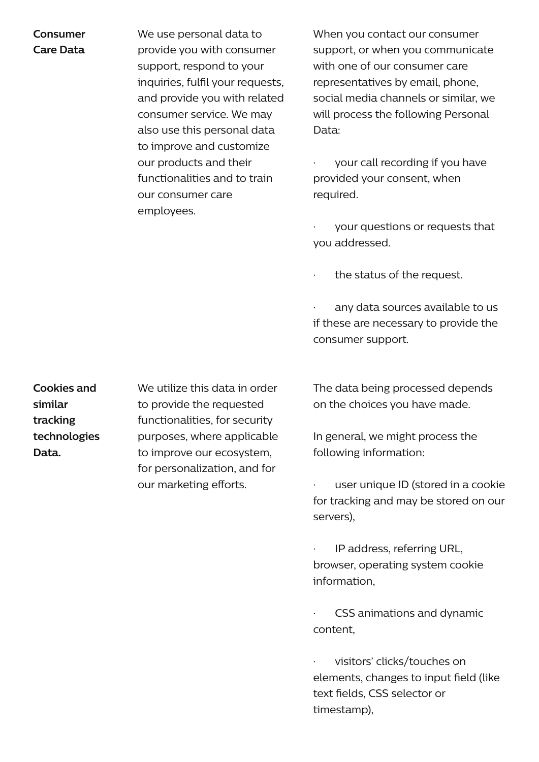| | | |
|---|---|---|
| **Consumer Care Data** | We use personal data to provide you with consumer support, respond to your inquiries, fulfil your requests, and provide you with related consumer service. We may also use this personal data to improve and customize our products and their functionalities and to train our consumer care employees. | When you contact our consumer support, or when you communicate with one of our consumer care representatives by email, phone, social media channels or similar, we will process the following Personal Data:<br><br>· your call recording if you have provided your consent, when required.<br><br>· your questions or requests that you addressed.<br><br>· the status of the request.<br><br>· any data sources available to us if these are necessary to provide the consumer support. |
| **Cookies and similar tracking technologies Data.** | We utilize this data in order to provide the requested functionalities, for security purposes, where applicable to improve our ecosystem, for personalization, and for our marketing efforts. | The data being processed depends on the choices you have made.<br><br>In general, we might process the following information:<br><br>· user unique ID (stored in a cookie for tracking and may be stored on our servers),<br><br>· IP address, referring URL, browser, operating system cookie information,<br><br>· CSS animations and dynamic content,<br><br>· visitors' clicks/touches on elements, changes to input field (like text fields, CSS selector or timestamp), |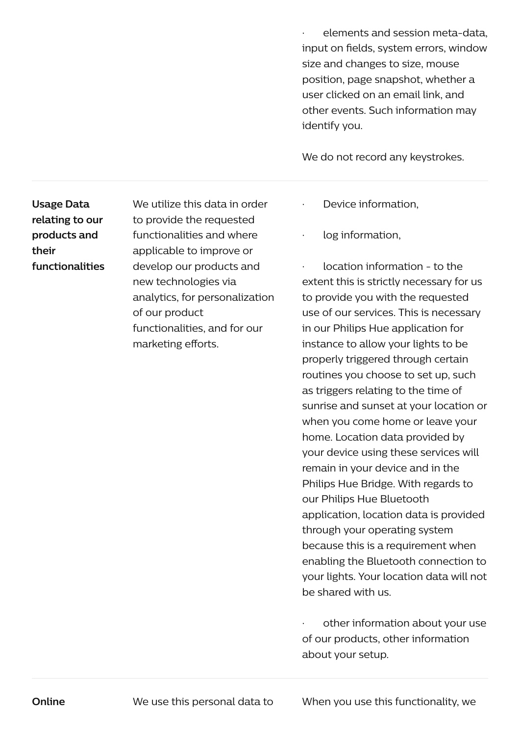| | | |
|---|---|---|
| | | · elements and session meta-data, input on fields, system errors, window size and changes to size, mouse position, page snapshot, whether a user clicked on an email link, and other events. Such information may identify you.<br><br>We do not record any keystrokes. |
| **Usage Data relating to our products and their functionalities** | We utilize this data in order to provide the requested functionalities and where applicable to improve or develop our products and new technologies via analytics, for personalization of our product functionalities, and for our marketing efforts. | · Device information,<br><br>· log information,<br><br>· location information - to the extent this is strictly necessary for us to provide you with the requested use of our services. This is necessary in our Philips Hue application for instance to allow your lights to be properly triggered through certain routines you choose to set up, such as triggers relating to the time of sunrise and sunset at your location or when you come home or leave your home. Location data provided by your device using these services will remain in your device and in the Philips Hue Bridge. With regards to our Philips Hue Bluetooth application, location data is provided through your operating system because this is a requirement when enabling the Bluetooth connection to your lights. Your location data will not be shared with us.<br><br>· other information about your use of our products, other information about your setup. |
| **Online** | We use this personal data to | When you use this functionality, we |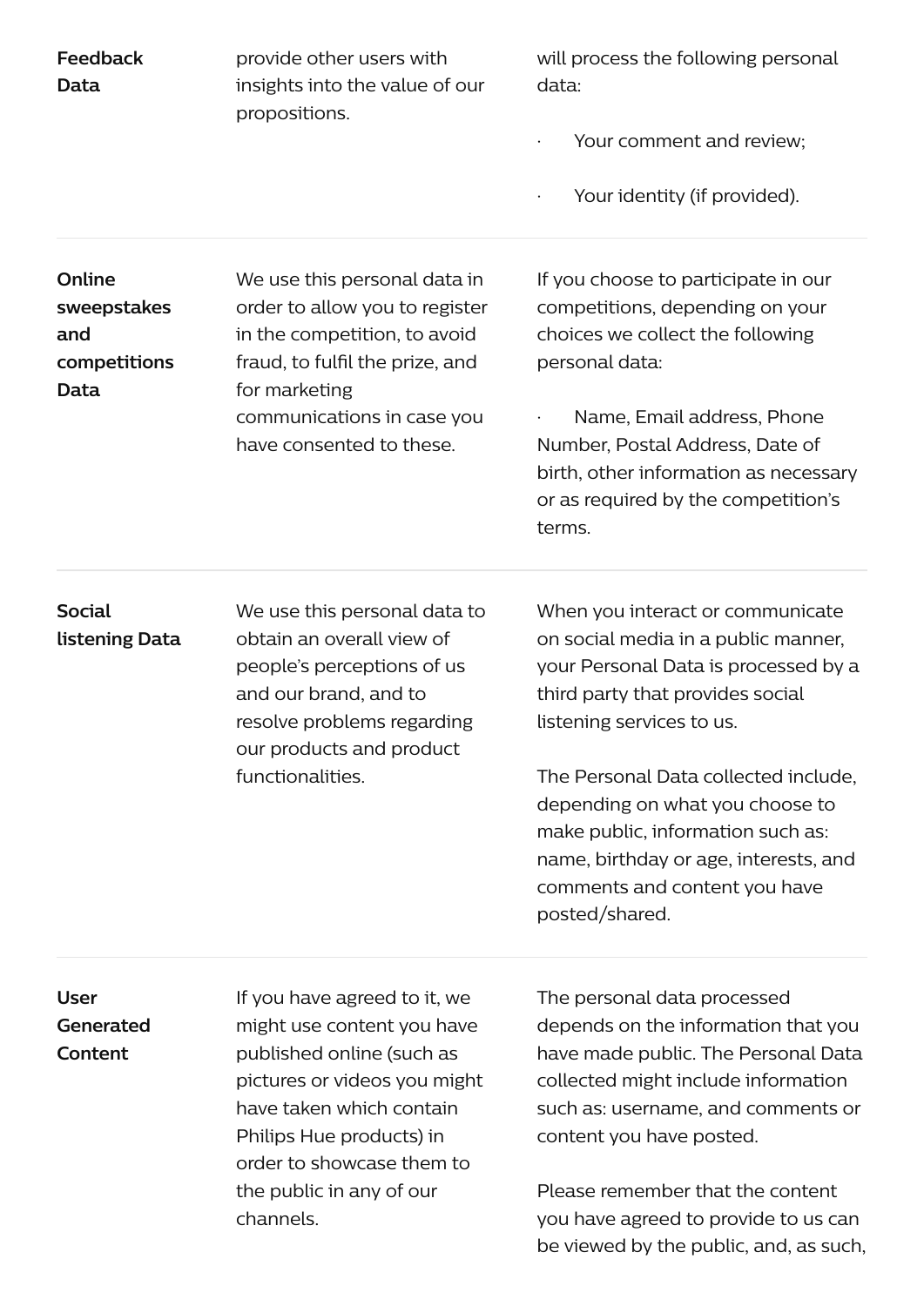| | | |
|---|---|---|
| **Feedback Data** | provide other users with insights into the value of our propositions. | will process the following personal data:<br><br>· Your comment and review;<br><br>· Your identity (if provided). |
| **Online sweepstakes and competitions Data** | We use this personal data in order to allow you to register in the competition, to avoid fraud, to fulfil the prize, and for marketing communications in case you have consented to these. | If you choose to participate in our competitions, depending on your choices we collect the following personal data:<br><br>· Name, Email address, Phone Number, Postal Address, Date of birth, other information as necessary or as required by the competition's terms. |
| **Social listening Data** | We use this personal data to obtain an overall view of people's perceptions of us and our brand, and to resolve problems regarding our products and product functionalities. | When you interact or communicate on social media in a public manner, your Personal Data is processed by a third party that provides social listening services to us.<br><br>The Personal Data collected include, depending on what you choose to make public, information such as: name, birthday or age, interests, and comments and content you have posted/shared. |
| **User Generated Content** | If you have agreed to it, we might use content you have published online (such as pictures or videos you might have taken which contain Philips Hue products) in order to showcase them to the public in any of our channels. | The personal data processed depends on the information that you have made public. The Personal Data collected might include information such as: username, and comments or content you have posted.<br><br>Please remember that the content you have agreed to provide to us can be viewed by the public, and, as such, |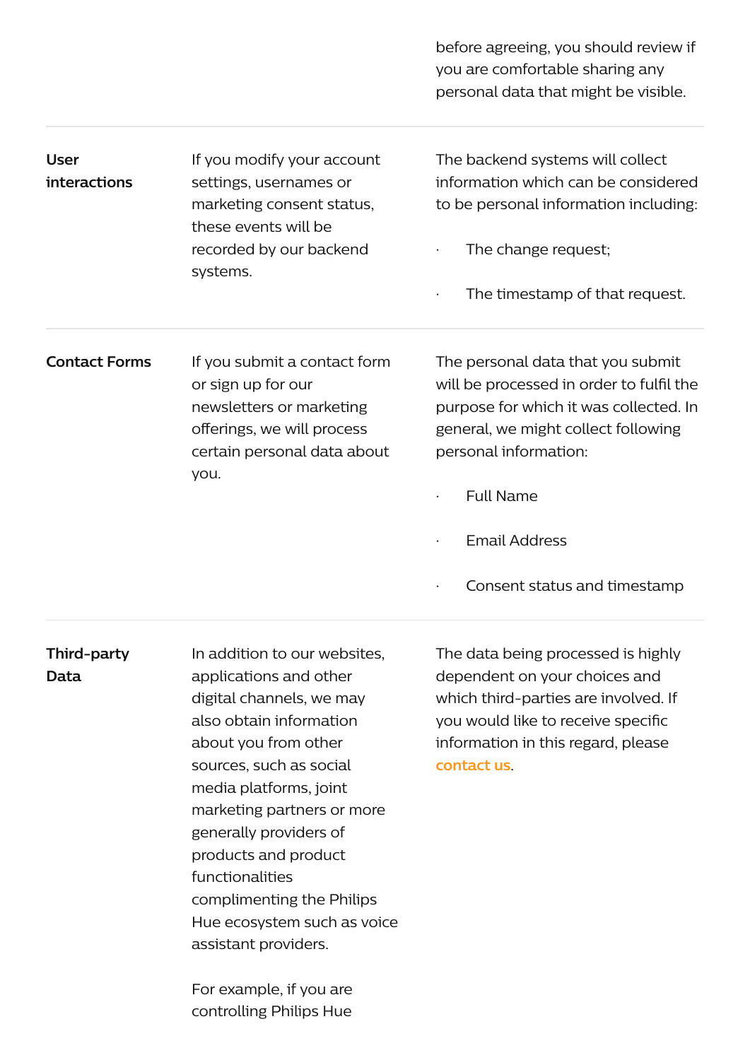| | | |
|---|---|---|
| | | before agreeing, you should review if you are comfortable sharing any personal data that might be visible. |
| **User interactions** | If you modify your account settings, usernames or marketing consent status, these events will be recorded by our backend systems. | The backend systems will collect information which can be considered to be personal information including:<br><br>· The change request;<br><br>· The timestamp of that request. |
| **Contact Forms** | If you submit a contact form or sign up for our newsletters or marketing offerings, we will process certain personal data about you. | The personal data that you submit will be processed in order to fulfil the purpose for which it was collected. In general, we might collect following personal information:<br><br>· Full Name<br><br>· Email Address<br><br>· Consent status and timestamp |
| **Third-party Data** | In addition to our websites, applications and other digital channels, we may also obtain information about you from other sources, such as social media platforms, joint marketing partners or more generally providers of products and product functionalities complimenting the Philips Hue ecosystem such as voice assistant providers.<br><br>For example, if you are controlling Philips Hue | The data being processed is highly dependent on your choices and which third-parties are involved. If you would like to receive specific information in this regard, please contact us. |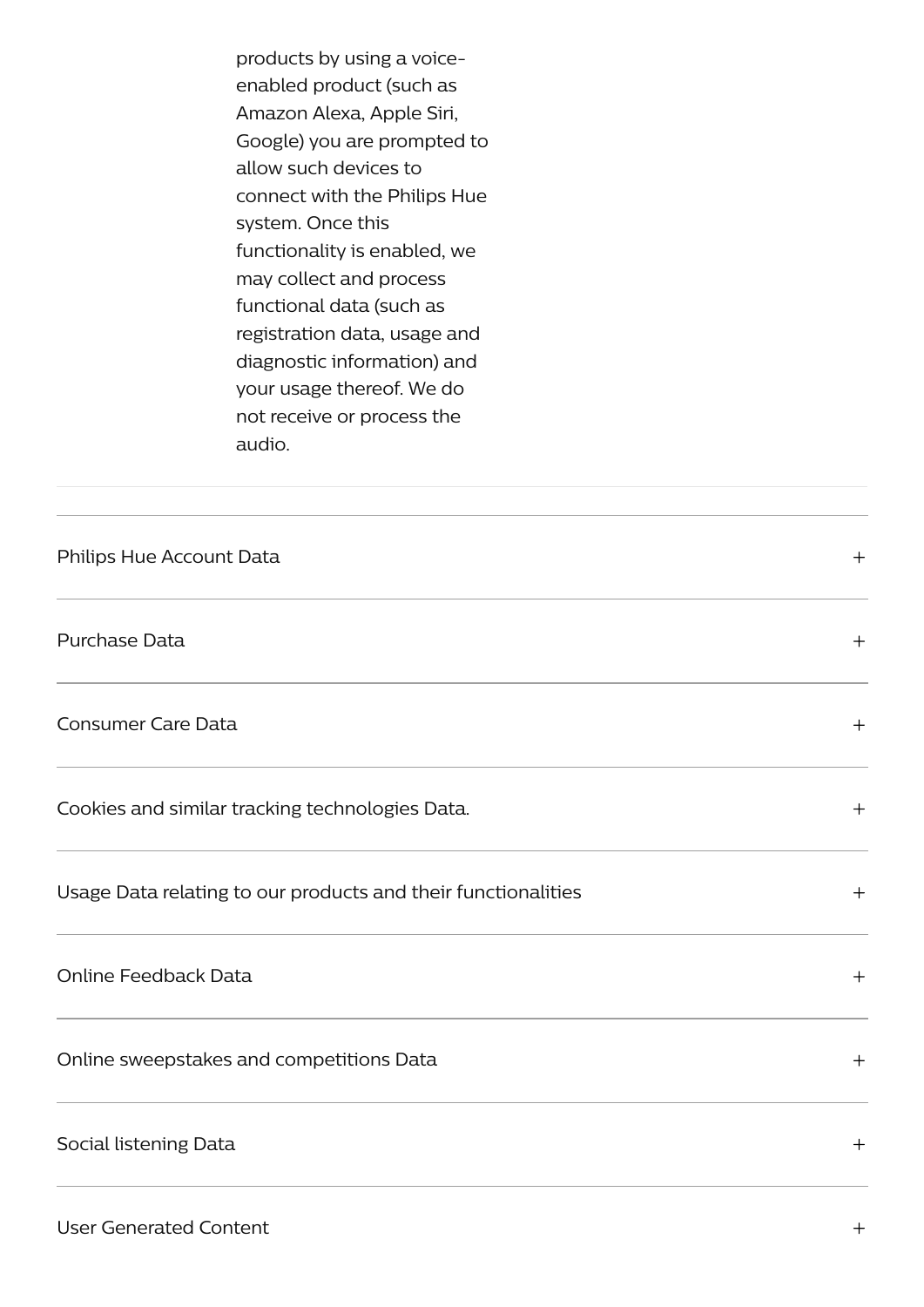products by using a voice-enabled product (such as Amazon Alexa, Apple Siri, Google) you are prompted to allow such devices to connect with the Philips Hue system. Once this functionality is enabled, we may collect and process functional data (such as registration data, usage and diagnostic information) and your usage thereof. We do not receive or process the audio.

Philips Hue Account Data +

Purchase Data +

Consumer Care Data +

Cookies and similar tracking technologies Data. +

Usage Data relating to our products and their functionalities +

Online Feedback Data +

Online sweepstakes and competitions Data +

Social listening Data +

User Generated Content +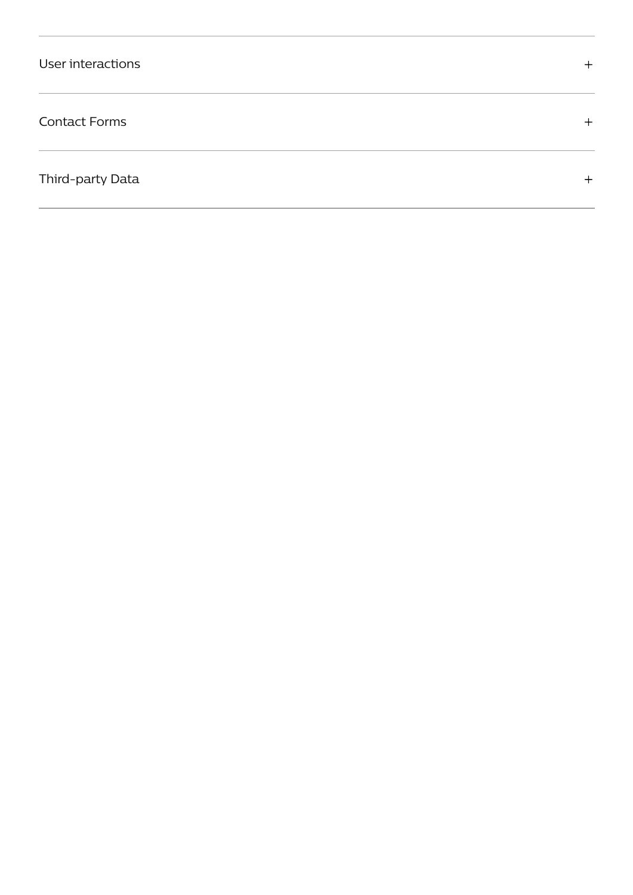User interactions +

Contact Forms +

Third-party Data +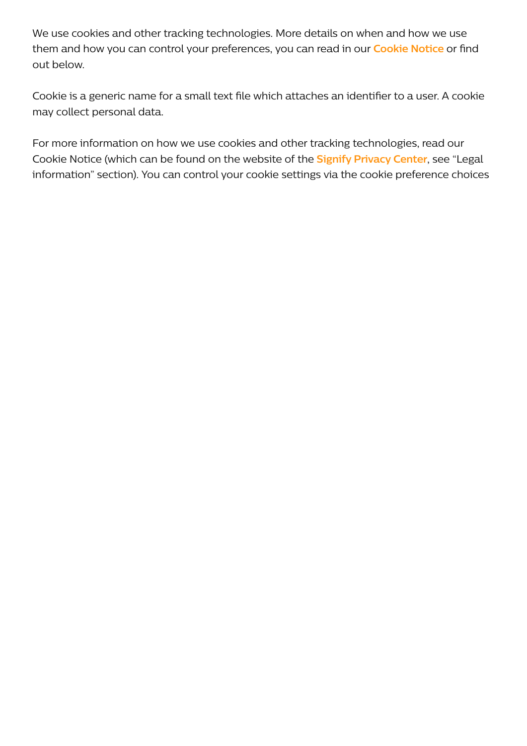We use cookies and other tracking technologies. More details on when and how we use them and how you can control your preferences, you can read in our **Cookie Notice** or find out below.

Cookie is a generic name for a small text file which attaches an identifier to a user. A cookie may collect personal data.

For more information on how we use cookies and other tracking technologies, read our Cookie Notice (which can be found on the website of the **Signify Privacy Center**, see “Legal information” section). You can control your cookie settings via the cookie preference choices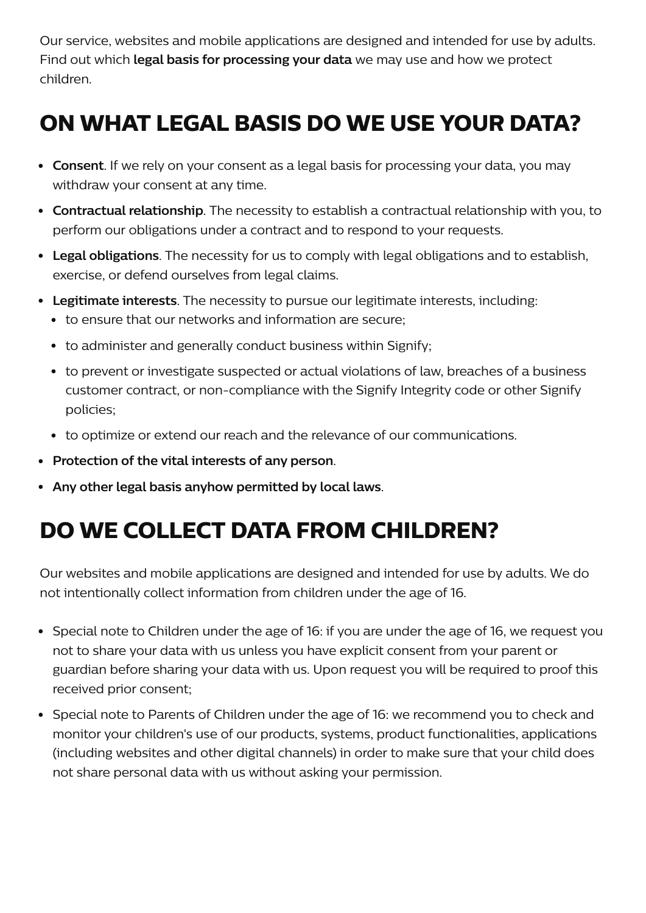Our service, websites and mobile applications are designed and intended for use by adults. Find out which **legal basis for processing your data** we may use and how we protect children.

## ON WHAT LEGAL BASIS DO WE USE YOUR DATA?

- **Consent**. If we rely on your consent as a legal basis for processing your data, you may withdraw your consent at any time.
- **Contractual relationship**. The necessity to establish a contractual relationship with you, to perform our obligations under a contract and to respond to your requests.
- **Legal obligations**. The necessity for us to comply with legal obligations and to establish, exercise, or defend ourselves from legal claims.
- **Legitimate interests**. The necessity to pursue our legitimate interests, including:
  - to ensure that our networks and information are secure;
  - to administer and generally conduct business within Signify;
  - to prevent or investigate suspected or actual violations of law, breaches of a business customer contract, or non-compliance with the Signify Integrity code or other Signify policies;
  - to optimize or extend our reach and the relevance of our communications.
- **Protection of the vital interests of any person**.
- **Any other legal basis anyhow permitted by local laws**.

## DO WE COLLECT DATA FROM CHILDREN?

Our websites and mobile applications are designed and intended for use by adults. We do not intentionally collect information from children under the age of 16.

- Special note to Children under the age of 16: if you are under the age of 16, we request you not to share your data with us unless you have explicit consent from your parent or guardian before sharing your data with us. Upon request you will be required to proof this received prior consent;
- Special note to Parents of Children under the age of 16: we recommend you to check and monitor your children's use of our products, systems, product functionalities, applications (including websites and other digital channels) in order to make sure that your child does not share personal data with us without asking your permission.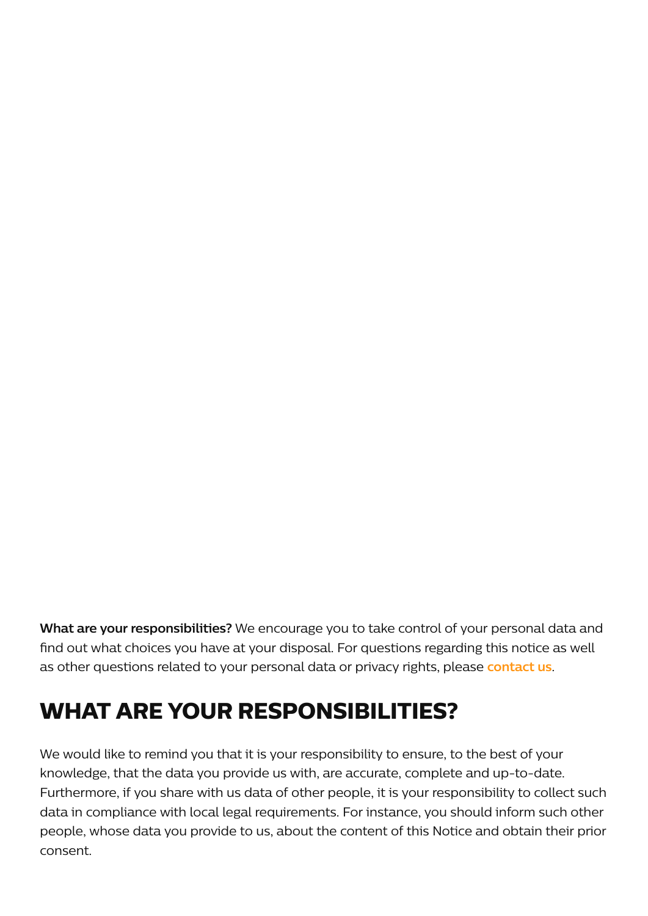**What are your responsibilities?** We encourage you to take control of your personal data and find out what choices you have at your disposal. For questions regarding this notice as well as other questions related to your personal data or privacy rights, please **contact us**.

## WHAT ARE YOUR RESPONSIBILITIES?

We would like to remind you that it is your responsibility to ensure, to the best of your knowledge, that the data you provide us with, are accurate, complete and up-to-date. Furthermore, if you share with us data of other people, it is your responsibility to collect such data in compliance with local legal requirements. For instance, you should inform such other people, whose data you provide to us, about the content of this Notice and obtain their prior consent.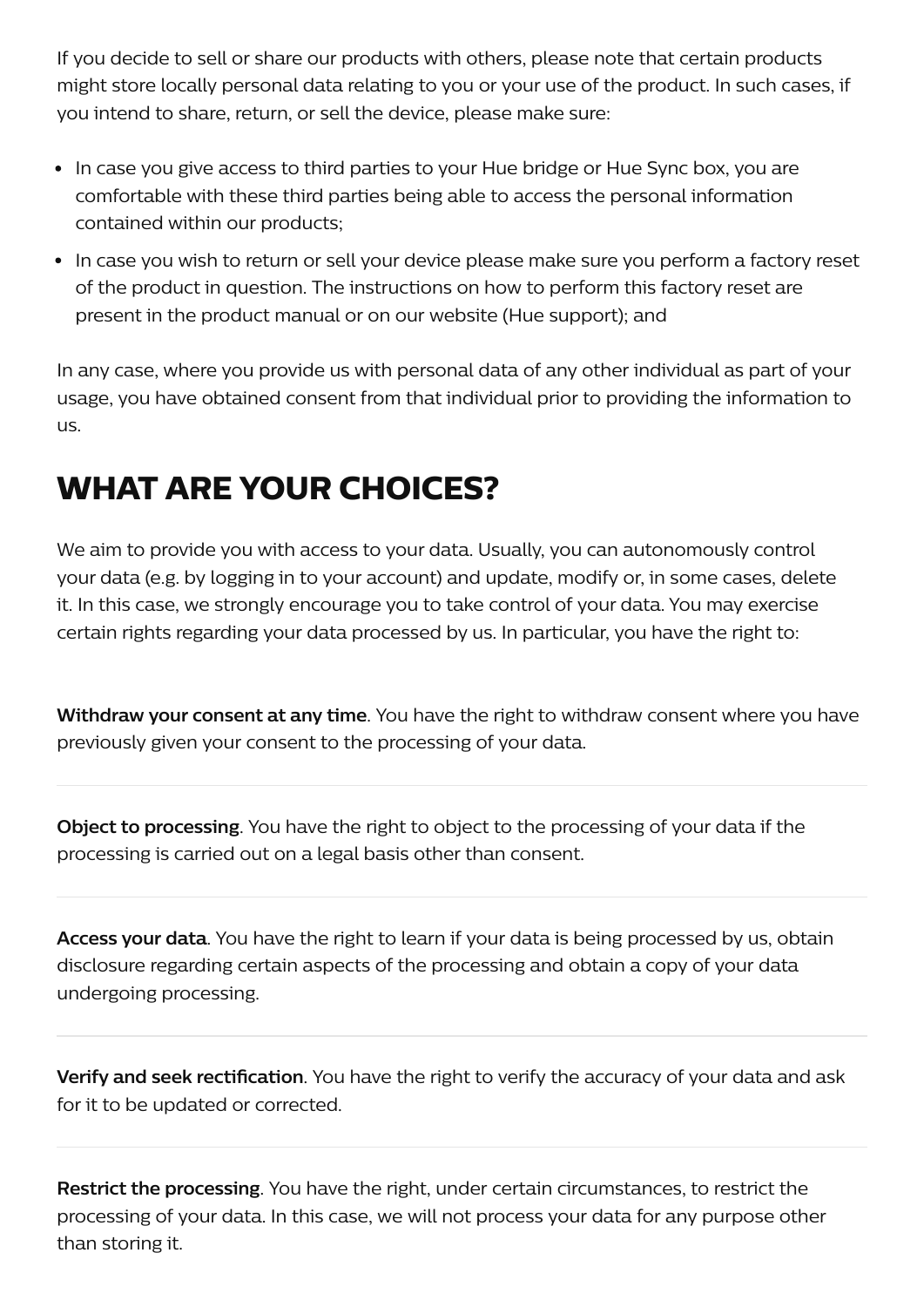If you decide to sell or share our products with others, please note that certain products might store locally personal data relating to you or your use of the product. In such cases, if you intend to share, return, or sell the device, please make sure:

- In case you give access to third parties to your Hue bridge or Hue Sync box, you are comfortable with these third parties being able to access the personal information contained within our products;
- In case you wish to return or sell your device please make sure you perform a factory reset of the product in question. The instructions on how to perform this factory reset are present in the product manual or on our website (Hue support); and

In any case, where you provide us with personal data of any other individual as part of your usage, you have obtained consent from that individual prior to providing the information to us.

# WHAT ARE YOUR CHOICES?

We aim to provide you with access to your data. Usually, you can autonomously control your data (e.g. by logging in to your account) and update, modify or, in some cases, delete it. In this case, we strongly encourage you to take control of your data. You may exercise certain rights regarding your data processed by us. In particular, you have the right to:

**Withdraw your consent at any time**. You have the right to withdraw consent where you have previously given your consent to the processing of your data.

---

**Object to processing**. You have the right to object to the processing of your data if the processing is carried out on a legal basis other than consent.

---

**Access your data**. You have the right to learn if your data is being processed by us, obtain disclosure regarding certain aspects of the processing and obtain a copy of your data undergoing processing.

---

**Verify and seek rectification**. You have the right to verify the accuracy of your data and ask for it to be updated or corrected.

---

**Restrict the processing**. You have the right, under certain circumstances, to restrict the processing of your data. In this case, we will not process your data for any purpose other than storing it.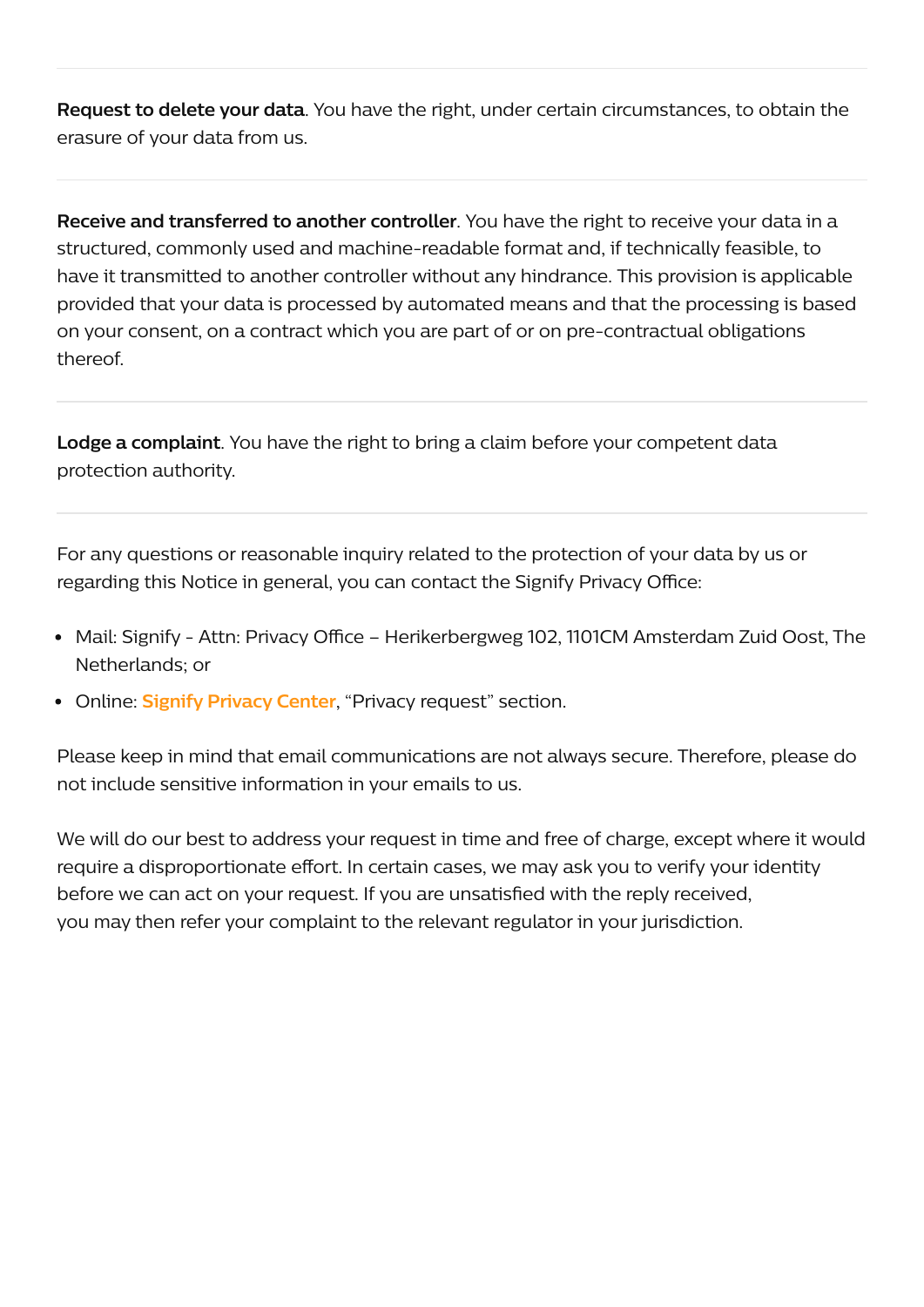**Request to delete your data**. You have the right, under certain circumstances, to obtain the erasure of your data from us.

---

**Receive and transferred to another controller**. You have the right to receive your data in a structured, commonly used and machine-readable format and, if technically feasible, to have it transmitted to another controller without any hindrance. This provision is applicable provided that your data is processed by automated means and that the processing is based on your consent, on a contract which you are part of or on pre-contractual obligations thereof.

---

**Lodge a complaint**. You have the right to bring a claim before your competent data protection authority.

---

For any questions or reasonable inquiry related to the protection of your data by us or regarding this Notice in general, you can contact the Signify Privacy Office:

- Mail: Signify - Attn: Privacy Office – Herikerbergweg 102, 1101CM Amsterdam Zuid Oost, The Netherlands; or
- Online: Signify Privacy Center, “Privacy request” section.

Please keep in mind that email communications are not always secure. Therefore, please do not include sensitive information in your emails to us.

We will do our best to address your request in time and free of charge, except where it would require a disproportionate effort. In certain cases, we may ask you to verify your identity before we can act on your request. If you are unsatisfied with the reply received, you may then refer your complaint to the relevant regulator in your jurisdiction.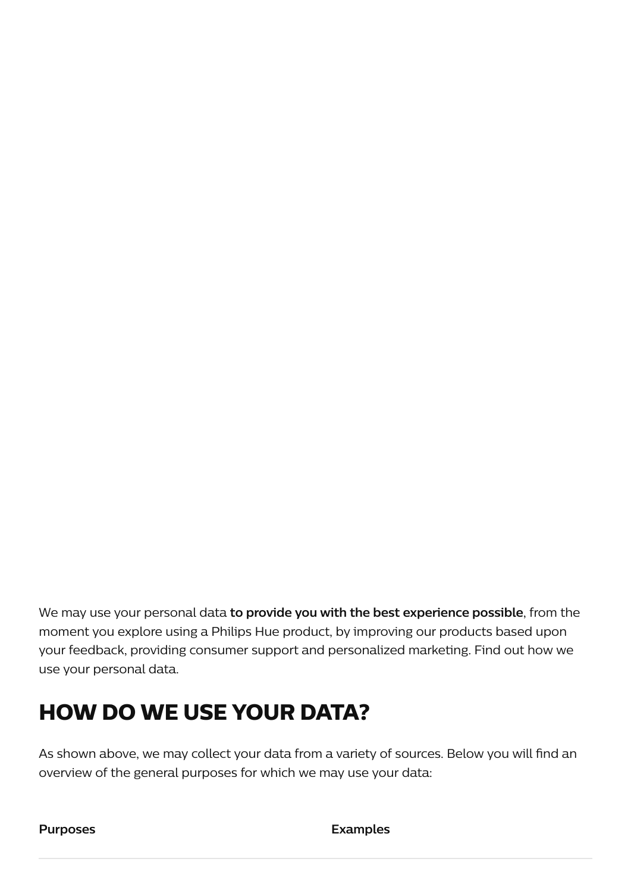We may use your personal data **to provide you with the best experience possible**, from the moment you explore using a Philips Hue product, by improving our products based upon your feedback, providing consumer support and personalized marketing. Find out how we use your personal data.

## HOW DO WE USE YOUR DATA?

As shown above, we may collect your data from a variety of sources. Below you will find an overview of the general purposes for which we may use your data:

| Purposes | Examples |
| --- | --- |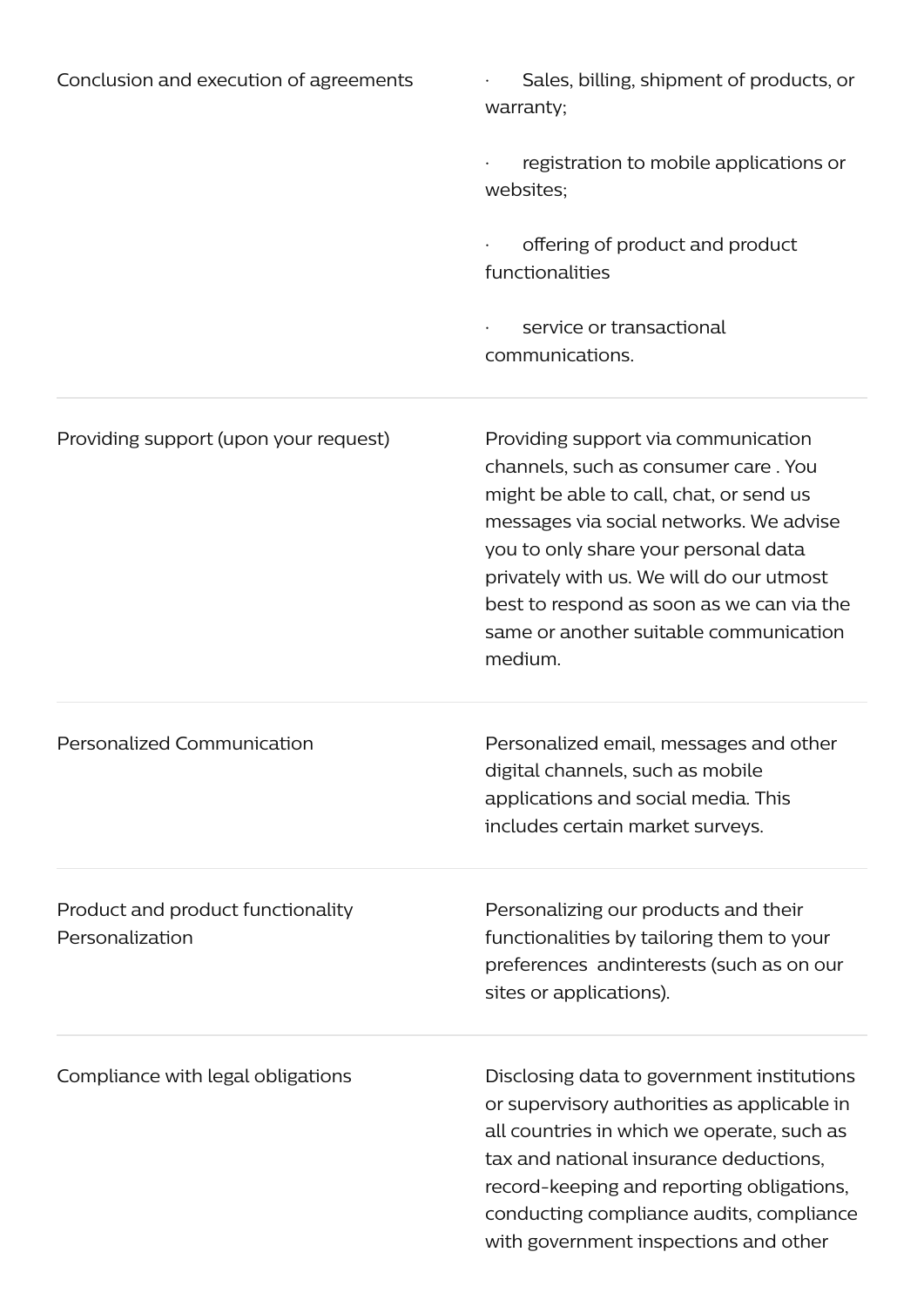| | |
|---|---|
| Conclusion and execution of agreements | · Sales, billing, shipment of products, or warranty;<br><br>· registration to mobile applications or websites;<br><br>· offering of product and product functionalities<br><br>· service or transactional communications. |
| Providing support (upon your request) | Providing support via communication channels, such as consumer care . You might be able to call, chat, or send us messages via social networks. We advise you to only share your personal data privately with us. We will do our utmost best to respond as soon as we can via the same or another suitable communication medium. |
| Personalized Communication | Personalized email, messages and other digital channels, such as mobile applications and social media. This includes certain market surveys. |
| Product and product functionality Personalization | Personalizing our products and their functionalities by tailoring them to your preferences andinterests (such as on our sites or applications). |
| Compliance with legal obligations | Disclosing data to government institutions or supervisory authorities as applicable in all countries in which we operate, such as tax and national insurance deductions, record-keeping and reporting obligations, conducting compliance audits, compliance with government inspections and other |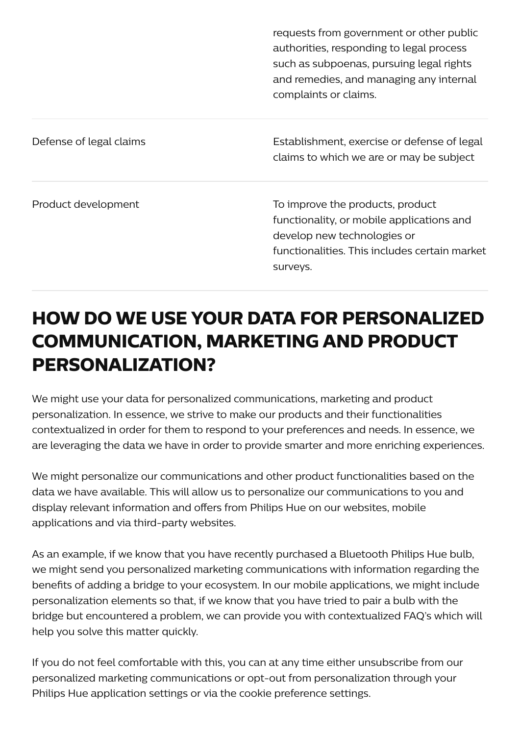| | |
|---|---|
| | requests from government or other public authorities, responding to legal process such as subpoenas, pursuing legal rights and remedies, and managing any internal complaints or claims. |
| Defense of legal claims | Establishment, exercise or defense of legal claims to which we are or may be subject |
| Product development | To improve the products, product functionality, or mobile applications and develop new technologies or functionalities. This includes certain market surveys. |

## HOW DO WE USE YOUR DATA FOR PERSONALIZED COMMUNICATION, MARKETING AND PRODUCT PERSONALIZATION?

We might use your data for personalized communications, marketing and product personalization. In essence, we strive to make our products and their functionalities contextualized in order for them to respond to your preferences and needs. In essence, we are leveraging the data we have in order to provide smarter and more enriching experiences.

We might personalize our communications and other product functionalities based on the data we have available. This will allow us to personalize our communications to you and display relevant information and offers from Philips Hue on our websites, mobile applications and via third-party websites.

As an example, if we know that you have recently purchased a Bluetooth Philips Hue bulb, we might send you personalized marketing communications with information regarding the benefits of adding a bridge to your ecosystem. In our mobile applications, we might include personalization elements so that, if we know that you have tried to pair a bulb with the bridge but encountered a problem, we can provide you with contextualized FAQ's which will help you solve this matter quickly.

If you do not feel comfortable with this, you can at any time either unsubscribe from our personalized marketing communications or opt-out from personalization through your Philips Hue application settings or via the cookie preference settings.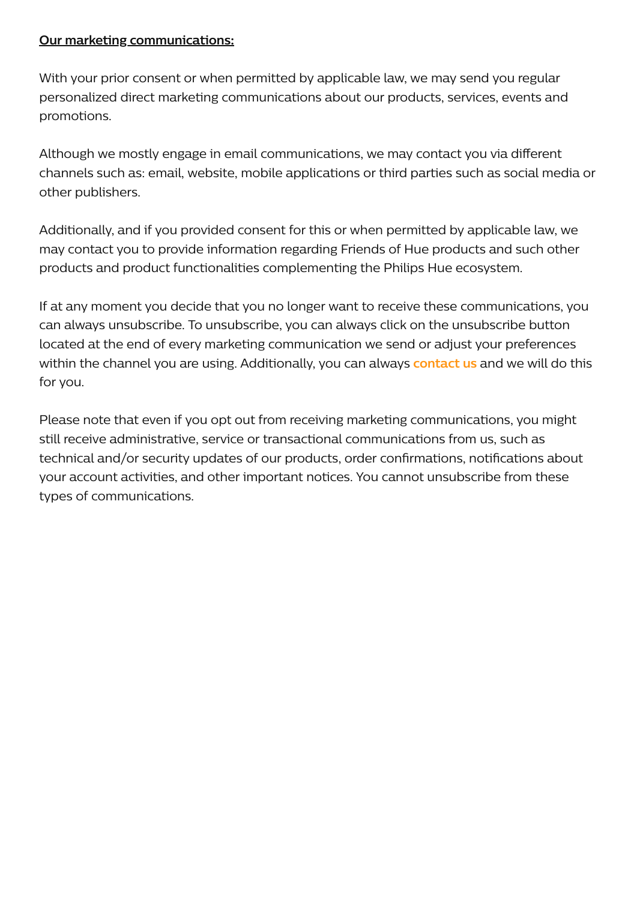**Our marketing communications:**

With your prior consent or when permitted by applicable law, we may send you regular personalized direct marketing communications about our products, services, events and promotions.

Although we mostly engage in email communications, we may contact you via different channels such as: email, website, mobile applications or third parties such as social media or other publishers.

Additionally, and if you provided consent for this or when permitted by applicable law, we may contact you to provide information regarding Friends of Hue products and such other products and product functionalities complementing the Philips Hue ecosystem.

If at any moment you decide that you no longer want to receive these communications, you can always unsubscribe. To unsubscribe, you can always click on the unsubscribe button located at the end of every marketing communication we send or adjust your preferences within the channel you are using. Additionally, you can always **contact us** and we will do this for you.

Please note that even if you opt out from receiving marketing communications, you might still receive administrative, service or transactional communications from us, such as technical and/or security updates of our products, order confirmations, notifications about your account activities, and other important notices. You cannot unsubscribe from these types of communications.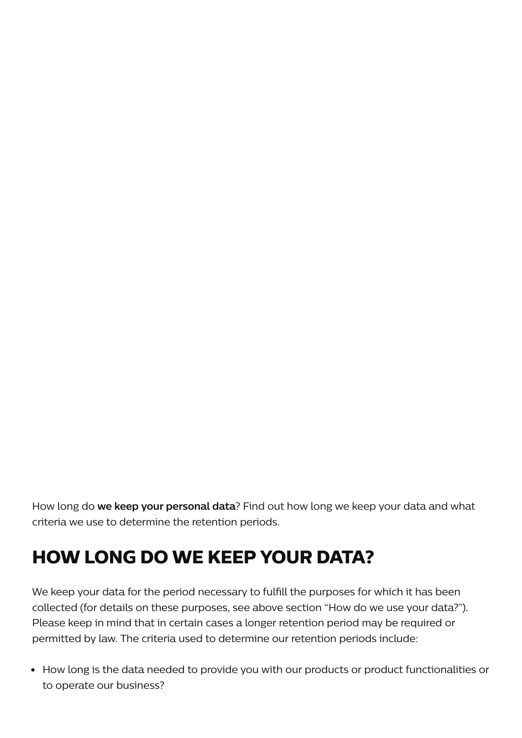How long do **we keep your personal data**? Find out how long we keep your data and what criteria we use to determine the retention periods.

## HOW LONG DO WE KEEP YOUR DATA?

We keep your data for the period necessary to fulfill the purposes for which it has been collected (for details on these purposes, see above section "How do we use your data?"). Please keep in mind that in certain cases a longer retention period may be required or permitted by law. The criteria used to determine our retention periods include:

- How long is the data needed to provide you with our products or product functionalities or to operate our business?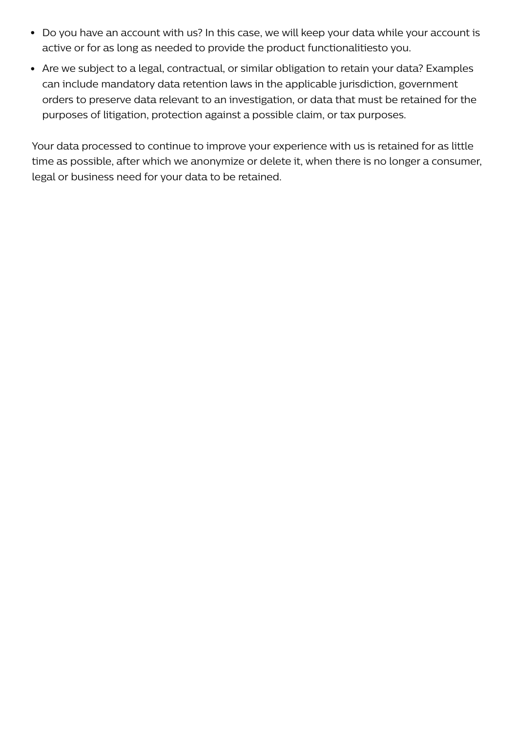- Do you have an account with us? In this case, we will keep your data while your account is active or for as long as needed to provide the product functionalitiesto you.
- Are we subject to a legal, contractual, or similar obligation to retain your data? Examples can include mandatory data retention laws in the applicable jurisdiction, government orders to preserve data relevant to an investigation, or data that must be retained for the purposes of litigation, protection against a possible claim, or tax purposes.

Your data processed to continue to improve your experience with us is retained for as little time as possible, after which we anonymize or delete it, when there is no longer a consumer, legal or business need for your data to be retained.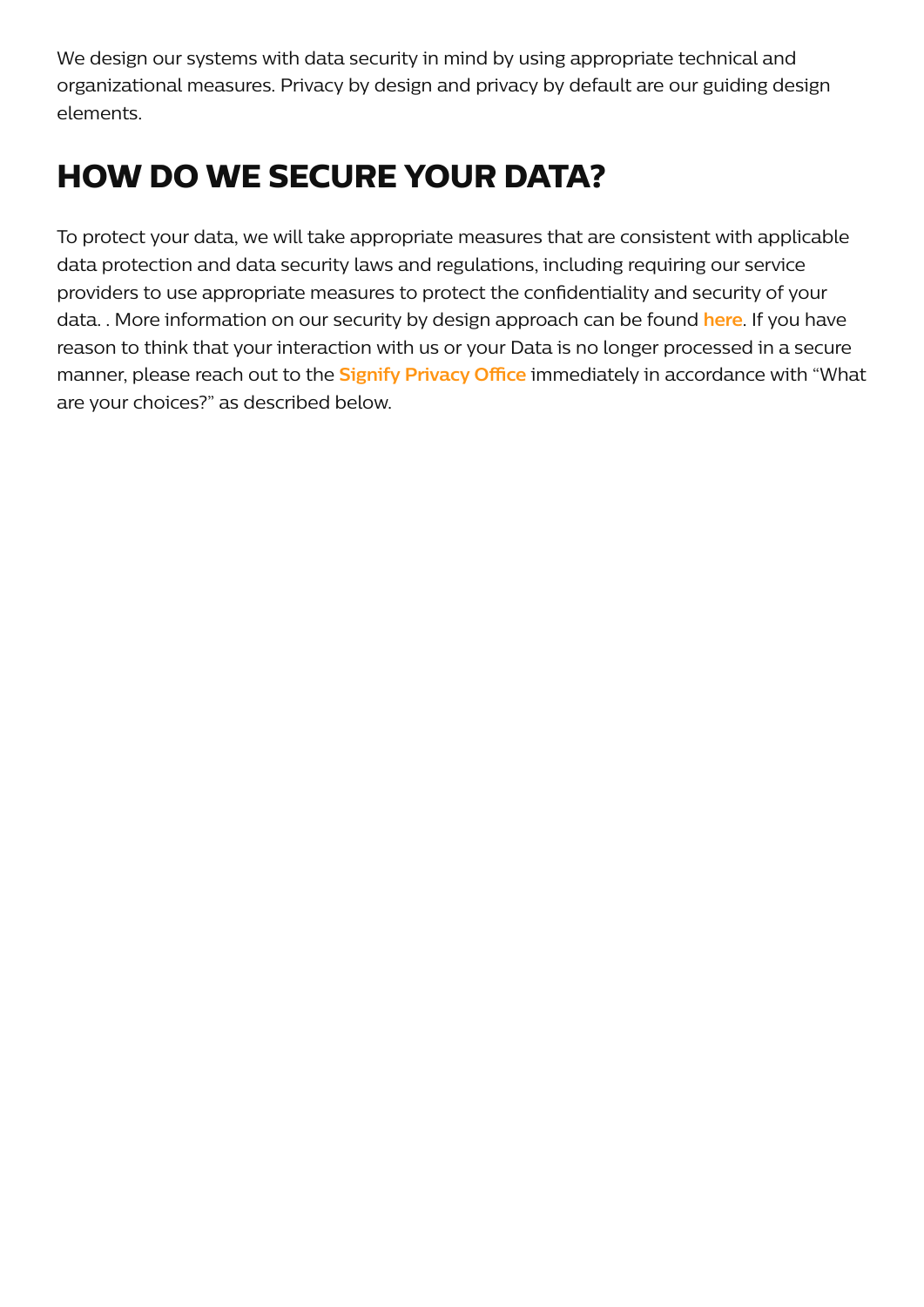We design our systems with data security in mind by using appropriate technical and organizational measures. Privacy by design and privacy by default are our guiding design elements.

## HOW DO WE SECURE YOUR DATA?

To protect your data, we will take appropriate measures that are consistent with applicable data protection and data security laws and regulations, including requiring our service providers to use appropriate measures to protect the confidentiality and security of your data. . More information on our security by design approach can be found **here**. If you have reason to think that your interaction with us or your Data is no longer processed in a secure manner, please reach out to the **Signify Privacy Office** immediately in accordance with “What are your choices?” as described below.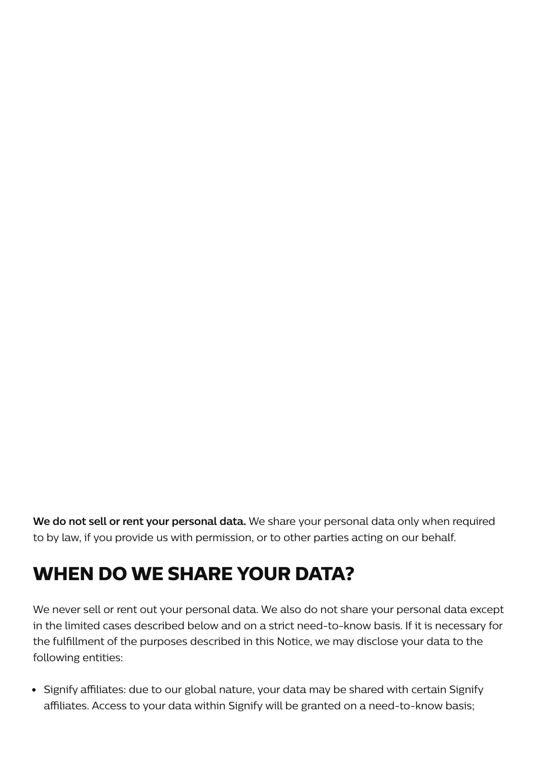**We do not sell or rent your personal data.** We share your personal data only when required to by law, if you provide us with permission, or to other parties acting on our behalf.

## WHEN DO WE SHARE YOUR DATA?

We never sell or rent out your personal data. We also do not share your personal data except in the limited cases described below and on a strict need-to-know basis. If it is necessary for the fulfillment of the purposes described in this Notice, we may disclose your data to the following entities:

- Signify affiliates: due to our global nature, your data may be shared with certain Signify affiliates. Access to your data within Signify will be granted on a need-to-know basis;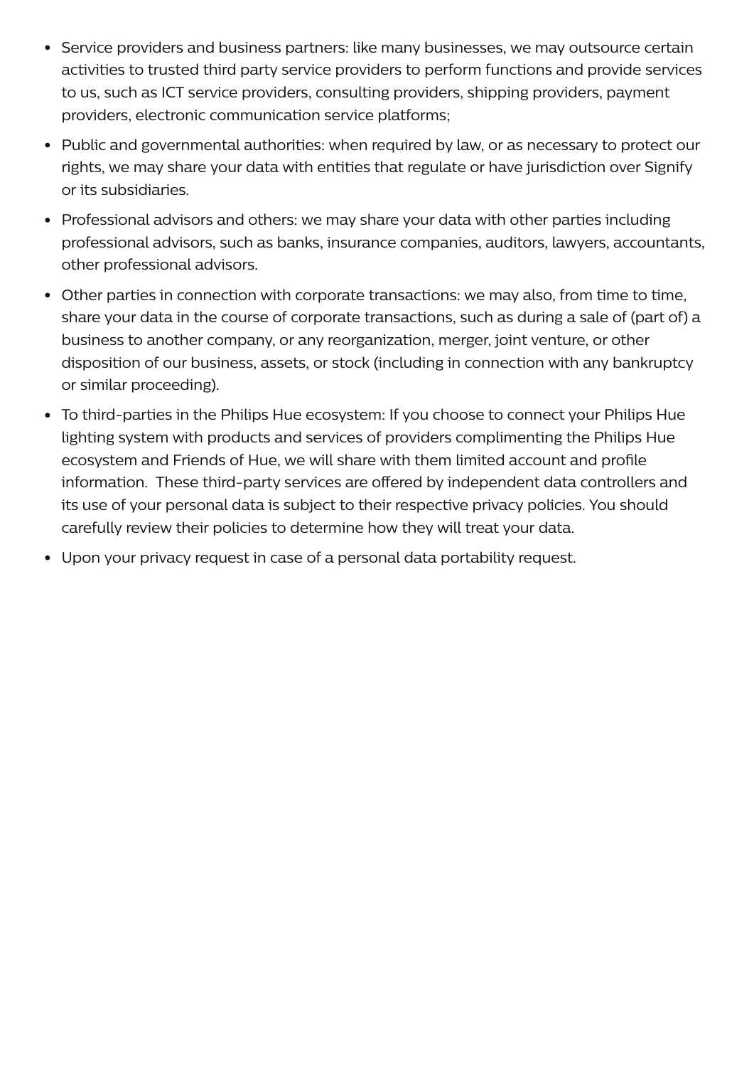- Service providers and business partners: like many businesses, we may outsource certain activities to trusted third party service providers to perform functions and provide services to us, such as ICT service providers, consulting providers, shipping providers, payment providers, electronic communication service platforms;
- Public and governmental authorities: when required by law, or as necessary to protect our rights, we may share your data with entities that regulate or have jurisdiction over Signify or its subsidiaries.
- Professional advisors and others: we may share your data with other parties including professional advisors, such as banks, insurance companies, auditors, lawyers, accountants, other professional advisors.
- Other parties in connection with corporate transactions: we may also, from time to time, share your data in the course of corporate transactions, such as during a sale of (part of) a business to another company, or any reorganization, merger, joint venture, or other disposition of our business, assets, or stock (including in connection with any bankruptcy or similar proceeding).
- To third-parties in the Philips Hue ecosystem: If you choose to connect your Philips Hue lighting system with products and services of providers complimenting the Philips Hue ecosystem and Friends of Hue, we will share with them limited account and profile information. These third-party services are offered by independent data controllers and its use of your personal data is subject to their respective privacy policies. You should carefully review their policies to determine how they will treat your data.
- Upon your privacy request in case of a personal data portability request.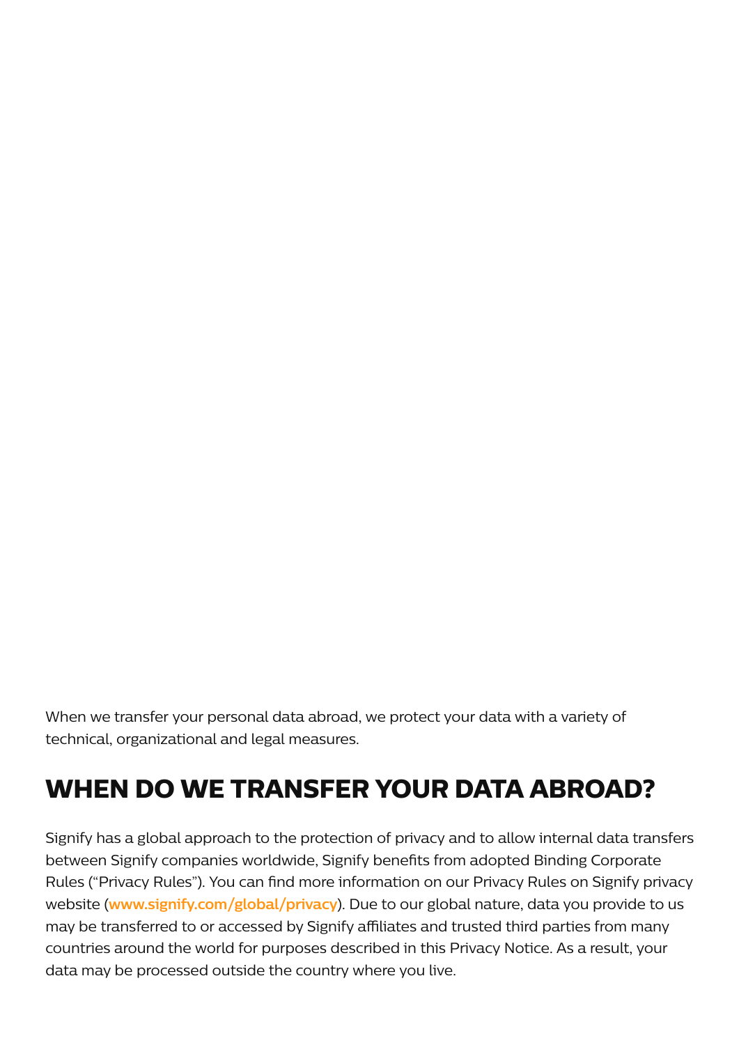When we transfer your personal data abroad, we protect your data with a variety of technical, organizational and legal measures.

## WHEN DO WE TRANSFER YOUR DATA ABROAD?

Signify has a global approach to the protection of privacy and to allow internal data transfers between Signify companies worldwide, Signify benefits from adopted Binding Corporate Rules ("Privacy Rules"). You can find more information on our Privacy Rules on Signify privacy website (**www.signify.com/global/privacy**). Due to our global nature, data you provide to us may be transferred to or accessed by Signify affiliates and trusted third parties from many countries around the world for purposes described in this Privacy Notice. As a result, your data may be processed outside the country where you live.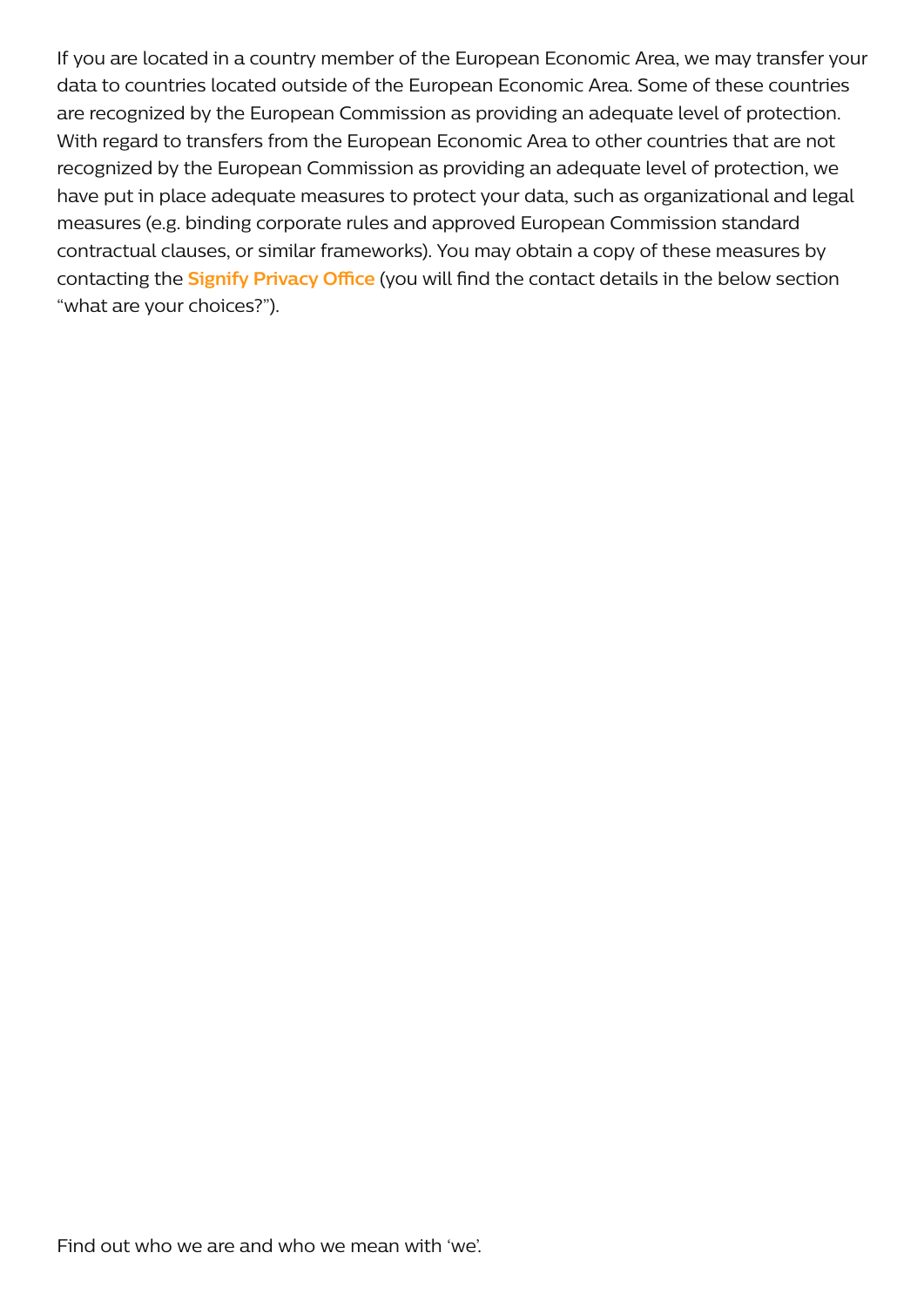If you are located in a country member of the European Economic Area, we may transfer your data to countries located outside of the European Economic Area. Some of these countries are recognized by the European Commission as providing an adequate level of protection. With regard to transfers from the European Economic Area to other countries that are not recognized by the European Commission as providing an adequate level of protection, we have put in place adequate measures to protect your data, such as organizational and legal measures (e.g. binding corporate rules and approved European Commission standard contractual clauses, or similar frameworks). You may obtain a copy of these measures by contacting the **Signify Privacy Office** (you will find the contact details in the below section “what are your choices?”).

Find out who we are and who we mean with ‘we’.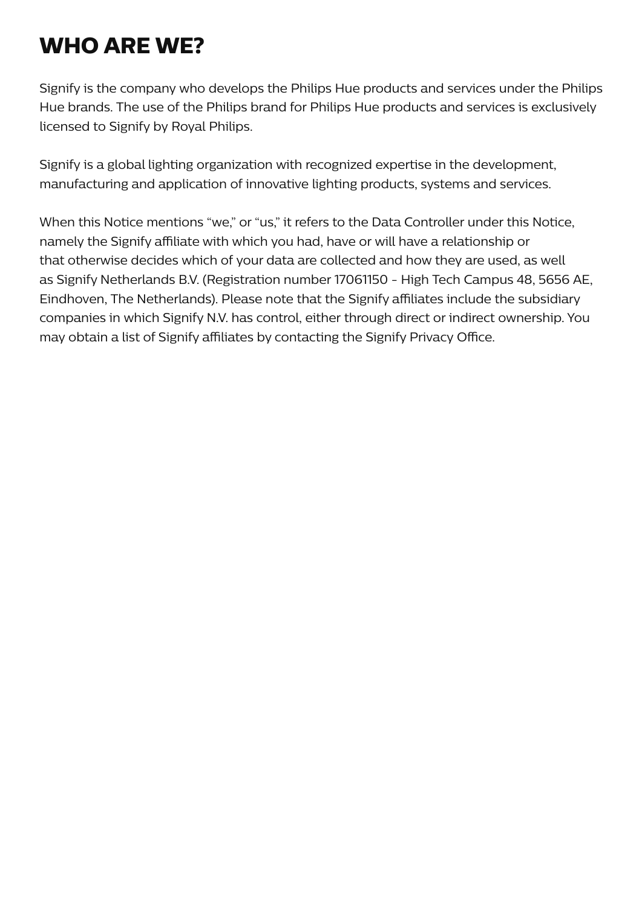# WHO ARE WE?

Signify is the company who develops the Philips Hue products and services under the Philips Hue brands. The use of the Philips brand for Philips Hue products and services is exclusively licensed to Signify by Royal Philips.

Signify is a global lighting organization with recognized expertise in the development, manufacturing and application of innovative lighting products, systems and services.

When this Notice mentions “we,” or “us,” it refers to the Data Controller under this Notice, namely the Signify affiliate with which you had, have or will have a relationship or that otherwise decides which of your data are collected and how they are used, as well as Signify Netherlands B.V. (Registration number 17061150 - High Tech Campus 48, 5656 AE, Eindhoven, The Netherlands). Please note that the Signify affiliates include the subsidiary companies in which Signify N.V. has control, either through direct or indirect ownership. You may obtain a list of Signify affiliates by contacting the Signify Privacy Office.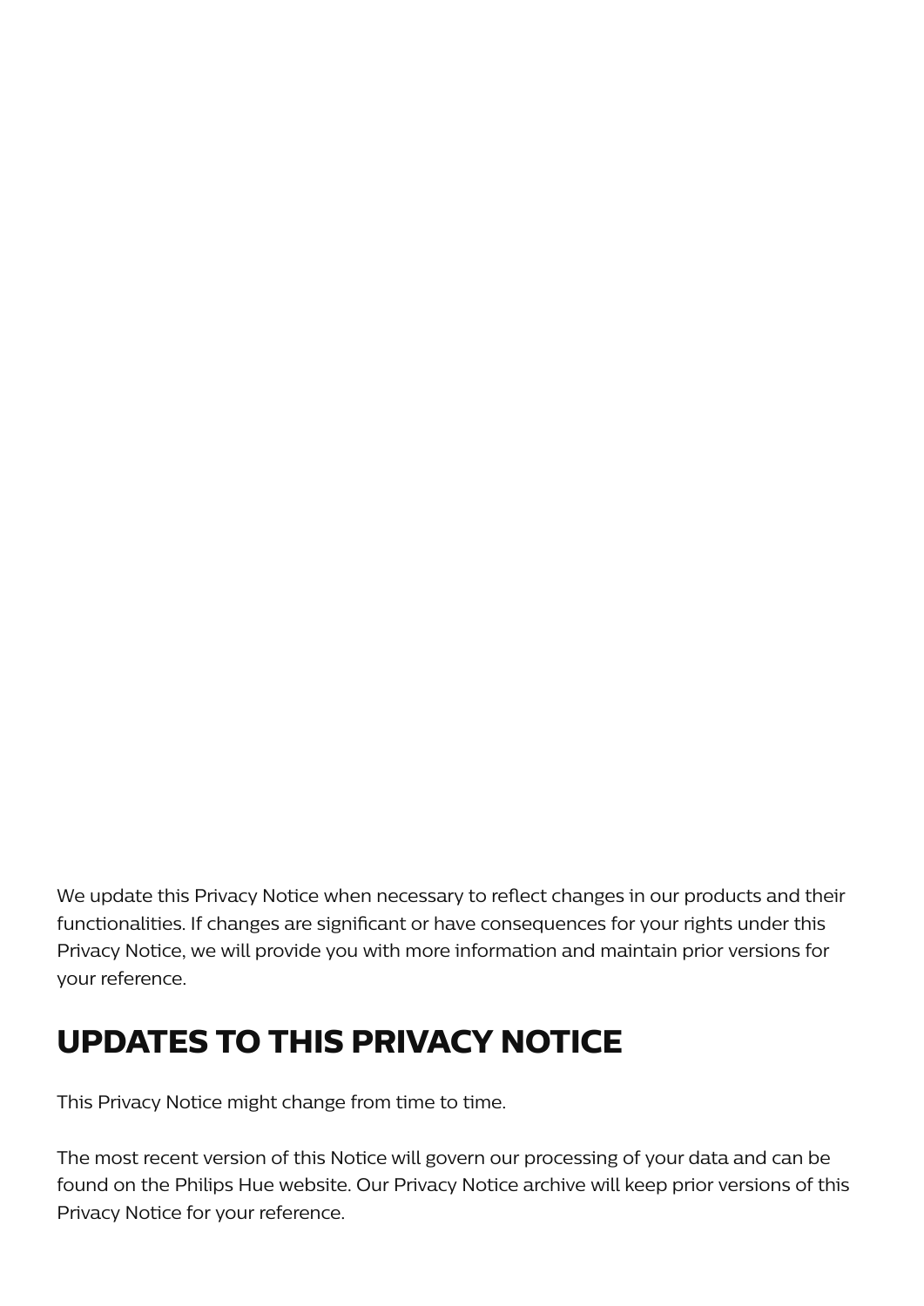We update this Privacy Notice when necessary to reflect changes in our products and their functionalities. If changes are significant or have consequences for your rights under this Privacy Notice, we will provide you with more information and maintain prior versions for your reference.

## UPDATES TO THIS PRIVACY NOTICE

This Privacy Notice might change from time to time.

The most recent version of this Notice will govern our processing of your data and can be found on the Philips Hue website. Our Privacy Notice archive will keep prior versions of this Privacy Notice for your reference.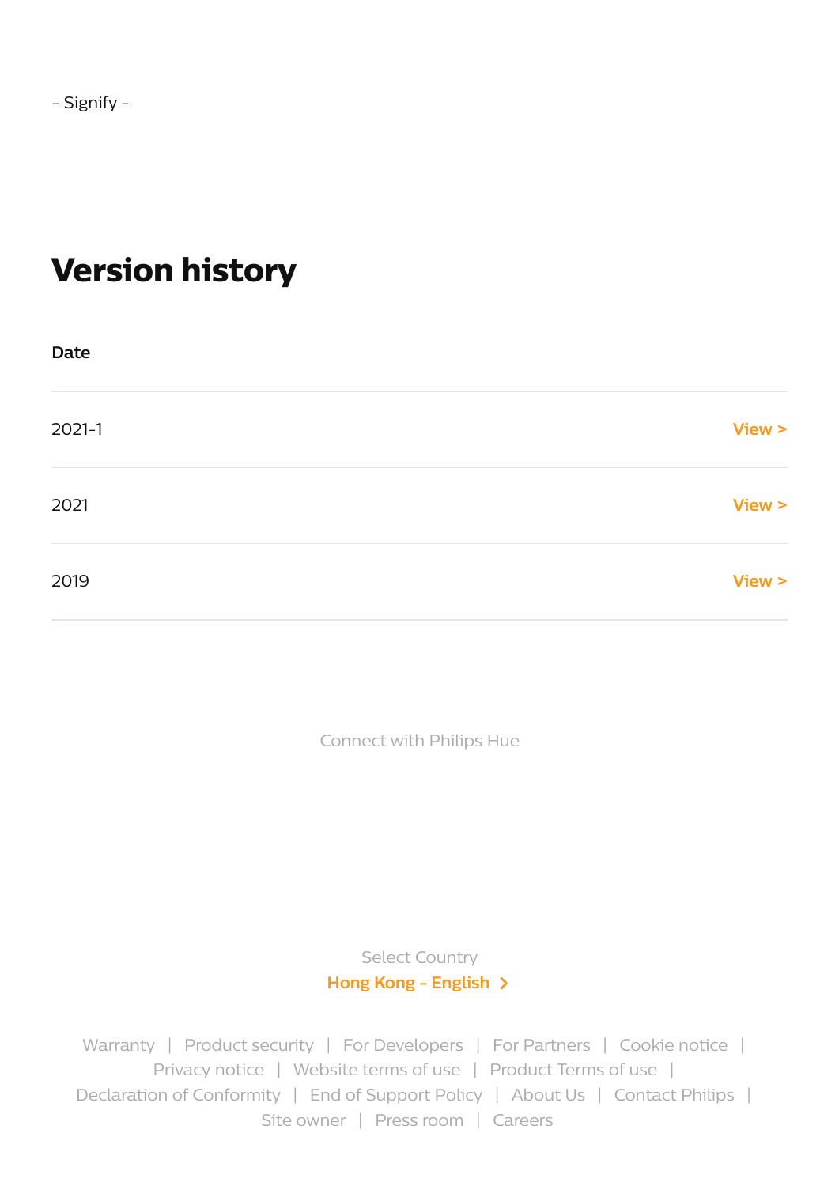- Signify -

# Version history

| Date | |
|---|---|
| 2021-1 | View > |
| 2021 | View > |
| 2019 | View > |

Connect with Philips Hue

Select Country

Hong Kong - English >

Warranty | Product security | For Developers | For Partners | Cookie notice | Privacy notice | Website terms of use | Product Terms of use | Declaration of Conformity | End of Support Policy | About Us | Contact Philips | Site owner | Press room | Careers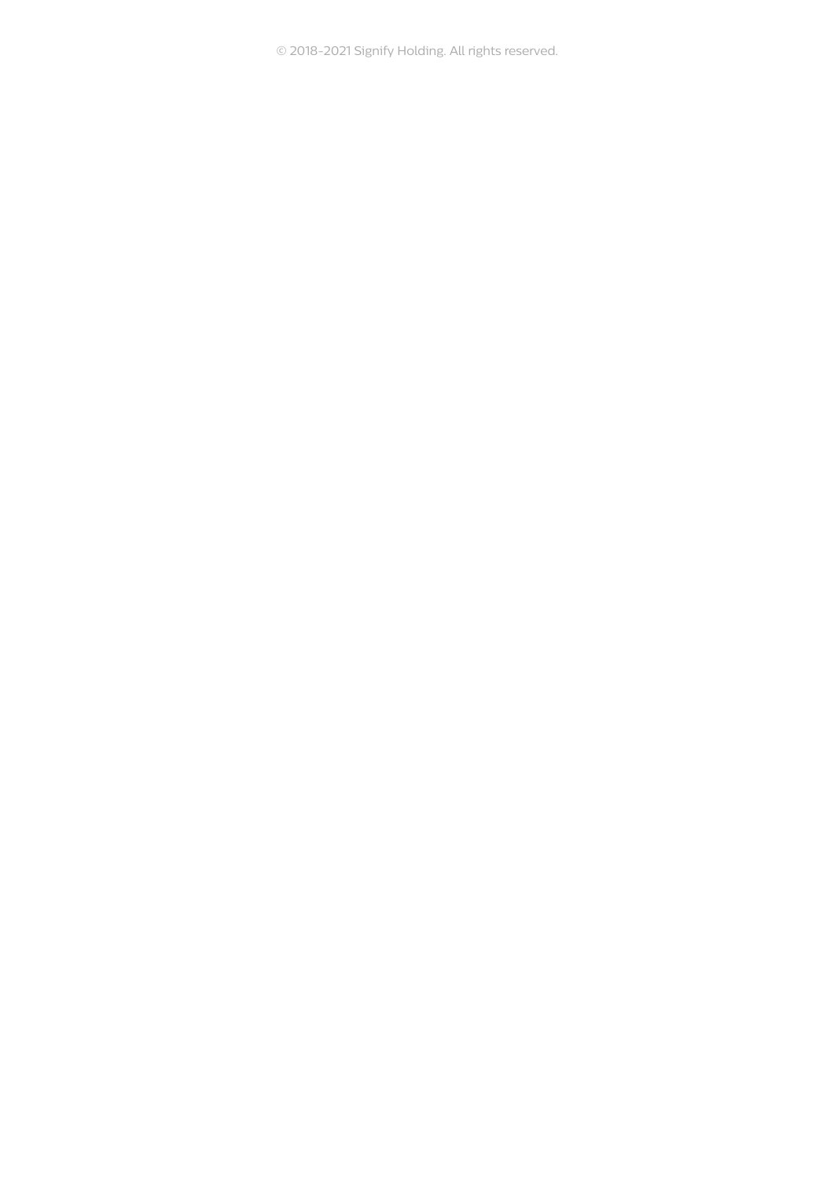© 2018-2021 Signify Holding. All rights reserved.